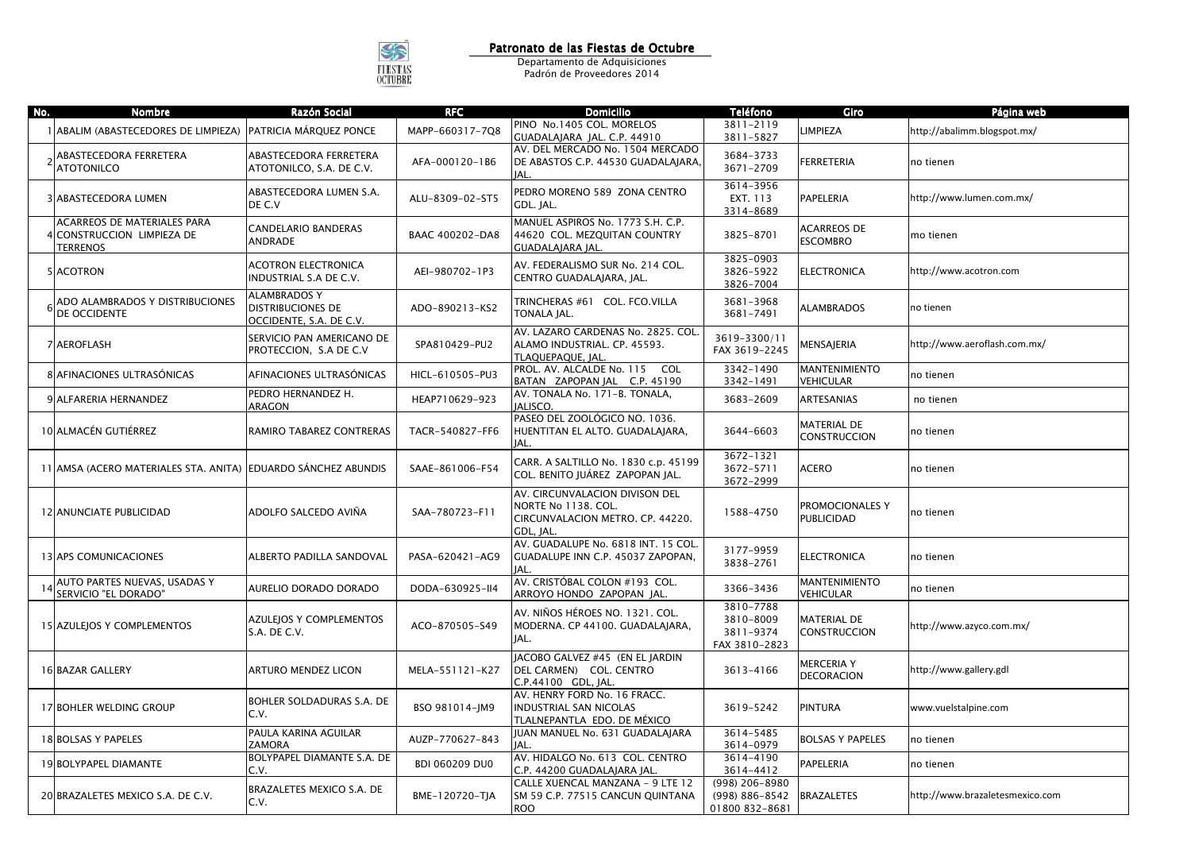# Patronato de las Fiestas de Octubre

Departamento de Adquisiciones
Padrón de Proveedores 2014

| No. | Nombre | Razón Social | RFC | Domicilio | Teléfono | Giro | Página web |
|---|---|---|---|---|---|---|---|
| 1 | ABALIM (ABASTECEDORES DE LIMPIEZA) | PATRICIA MÁRQUEZ PONCE | MAPP-660317-7Q8 | PINO No.1405 COL. MORELOS GUADALAJARA JAL. C.P. 44910 | 3811-2119 3811-5827 | LIMPIEZA | http://abalimm.blogspot.mx/ |
| 2 | ABASTECEDORA FERRETERA ATOTONILCO | ABASTECEDORA FERRETERA ATOTONILCO, S.A. DE C.V. | AFA-000120-1B6 | AV. DEL MERCADO No. 1504 MERCADO DE ABASTOS C.P. 44530 GUADALAJARA, JAL. | 3684-3733 3671-2709 | FERRETERIA | no tienen |
| 3 | ABASTECEDORA LUMEN | ABASTECEDORA LUMEN S.A. DE C.V | ALU-8309-02-ST5 | PEDRO MORENO 589 ZONA CENTRO GDL. JAL. | 3614-3956 EXT. 113 3314-8689 | PAPELERIA | http://www.lumen.com.mx/ |
| 4 | ACARREOS DE MATERIALES PARA CONSTRUCCION LIMPIEZA DE TERRENOS | CANDELARIO BANDERAS ANDRADE | BAAC 400202-DA8 | MANUEL ASPIROS No. 1773 S.H. C.P. 44620 COL. MEZQUITAN COUNTRY GUADALAJARA JAL. | 3825-8701 | ACARREOS DE ESCOMBRO | mo tienen |
| 5 | ACOTRON | ACOTRON ELECTRONICA INDUSTRIAL S.A DE C.V. | AEI-980702-1P3 | AV. FEDERALISMO SUR No. 214 COL. CENTRO GUADALAJARA, JAL. | 3825-0903 3826-5922 3826-7004 | ELECTRONICA | http://www.acotron.com |
| 6 | ADO ALAMBRADOS Y DISTRIBUCIONES DE OCCIDENTE | ALAMBRADOS Y DISTRIBUCIONES DE OCCIDENTE, S.A. DE C.V. | ADO-890213-KS2 | TRINCHERAS #61 COL. FCO.VILLA TONALA JAL. | 3681-3968 3681-7491 | ALAMBRADOS | no tienen |
| 7 | AEROFLASH | SERVICIO PAN AMERICANO DE PROTECCION, S.A DE C.V | SPA810429-PU2 | AV. LAZARO CARDENAS No. 2825. COL. ALAMO INDUSTRIAL. CP. 45593. TLAQUEPAQUE, JAL. | 3619-3300/11 FAX 3619-2245 | MENSAJERIA | http://www.aeroflash.com.mx/ |
| 8 | AFINACIONES ULTRASÓNICAS | AFINACIONES ULTRASÓNICAS | HICL-610505-PU3 | PROL. AV. ALCALDE No. 115 COL BATAN ZAPOPAN JAL C.P. 45190 | 3342-1490 3342-1491 | MANTENIMIENTO VEHICULAR | no tienen |
| 9 | ALFARERIA HERNANDEZ | PEDRO HERNANDEZ H. ARAGON | HEAP710629-923 | AV. TONALA No. 171-B. TONALA, JALISCO. | 3683-2609 | ARTESANIAS | no tienen |
| 10 | ALMACÉN GUTIÉRREZ | RAMIRO TABAREZ CONTRERAS | TACR-540827-FF6 | PASEO DEL ZOOLÓGICO NO. 1036. HUENTITAN EL ALTO. GUADALAJARA, JAL. | 3644-6603 | MATERIAL DE CONSTRUCCION | no tienen |
| 11 | AMSA (ACERO MATERIALES STA. ANITA) | EDUARDO SÁNCHEZ ABUNDIS | SAAE-861006-F54 | CARR. A SALTILLO No. 1830 c.p. 45199 COL. BENITO JUÁREZ ZAPOPAN JAL. | 3672-1321 3672-5711 3672-2999 | ACERO | no tienen |
| 12 | ANUNCIATE PUBLICIDAD | ADOLFO SALCEDO AVIÑA | SAA-780723-F11 | AV. CIRCUNVALACION DIVISON DEL NORTE No 1138. COL. CIRCUNVALACION METRO. CP. 44220. GDL, JAL. | 1588-4750 | PROMOCIONALES Y PUBLICIDAD | no tienen |
| 13 | APS COMUNICACIONES | ALBERTO PADILLA SANDOVAL | PASA-620421-AG9 | AV. GUADALUPE No. 6818 INT. 15 COL. GUADALUPE INN C.P. 45037 ZAPOPAN, JAL. | 3177-9959 3838-2761 | ELECTRONICA | no tienen |
| 14 | AUTO PARTES NUEVAS, USADAS Y SERVICIO "EL DORADO" | AURELIO DORADO DORADO | DODA-630925-II4 | AV. CRISTÓBAL COLON #193 COL. ARROYO HONDO ZAPOPAN JAL. | 3366-3436 | MANTENIMIENTO VEHICULAR | no tienen |
| 15 | AZULEJOS Y COMPLEMENTOS | AZULEJOS Y COMPLEMENTOS S.A. DE C.V. | ACO-870505-S49 | AV. NIÑOS HÉROES NO. 1321. COL. MODERNA. CP 44100. GUADALAJARA, JAL. | 3810-7788 3810-8009 3811-9374 FAX 3810-2823 | MATERIAL DE CONSTRUCCION | http://www.azyco.com.mx/ |
| 16 | BAZAR GALLERY | ARTURO MENDEZ LICON | MELA-551121-K27 | JACOBO GALVEZ #45 (EN EL JARDIN DEL CARMEN) COL. CENTRO C.P.44100 GDL, JAL. | 3613-4166 | MERCERIA Y DECORACION | http://www.gallery.gdl |
| 17 | BOHLER WELDING GROUP | BOHLER SOLDADURAS S.A. DE C.V. | BSO 981014-JM9 | AV. HENRY FORD No. 16 FRACC. INDUSTRIAL SAN NICOLAS TLALNEPANTLA EDO. DE MÉXICO | 3619-5242 | PINTURA | www.vuelstalpine.com |
| 18 | BOLSAS Y PAPELES | PAULA KARINA AGUILAR ZAMORA | AUZP-770627-843 | JUAN MANUEL No. 631 GUADALAJARA JAL. | 3614-5485 3614-0979 | BOLSAS Y PAPELES | no tienen |
| 19 | BOLYPAPEL DIAMANTE | BOLYPAPEL DIAMANTE S.A. DE C.V. | BDI 060209 DU0 | AV. HIDALGO No. 613 COL. CENTRO C.P. 44200 GUADALAJARA JAL. | 3614-4190 3614-4412 | PAPELERIA | no tienen |
| 20 | BRAZALETES MEXICO S.A. DE C.V. | BRAZALETES MEXICO S.A. DE C.V. | BME-120720-TJA | CALLE XUENCAL MANZANA - 9 LTE 12 SM 59 C.P. 77515 CANCUN QUINTANA ROO | (998) 206-8980 (998) 886-8542 01800 832-8681 | BRAZALETES | http://www.brazaletesmexico.com |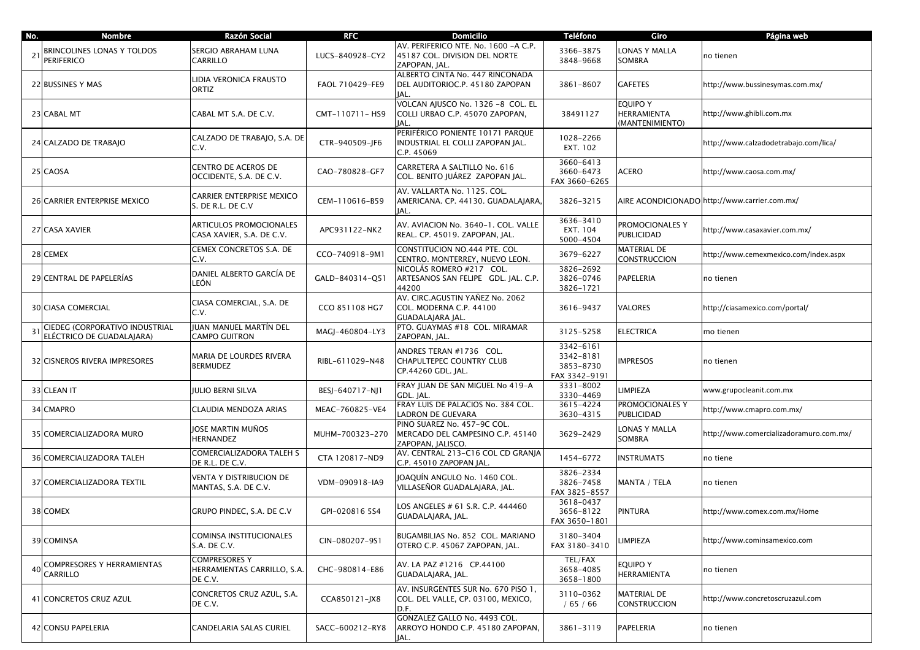| No. | Nombre | Razón Social | RFC | Domicilio | Teléfono | Giro | Página web |
|---|---|---|---|---|---|---|---|
| 21 | BRINCOLINES LONAS Y TOLDOS PERIFERICO | SERGIO ABRAHAM LUNA CARRILLO | LUCS-840928-CY2 | AV. PERIFERICO NTE. No. 1600 -A C.P. 45187 COL. DIVISION DEL NORTE ZAPOPAN, JAL. | 3366-3875 3848-9668 | LONAS Y MALLA SOMBRA | no tienen |
| 22 | BUSSINES Y MAS | LIDIA VERONICA FRAUSTO ORTIZ | FAOL 710429-FE9 | ALBERTO CINTA No. 447 RINCONADA DEL AUDITORIOC.P. 45180 ZAPOPAN JAL. | 3861-8607 | GAFETES | http://www.bussinesymas.com.mx/ |
| 23 | CABAL MT | CABAL MT S.A. DE C.V. | CMT-110711- HS9 | VOLCAN AJUSCO No. 1326 -8 COL. EL COLLI URBAO C.P. 45070 ZAPOPAN, JAL. | 38491127 | EQUIPO Y HERRAMIENTA (MANTENIMIENTO) | http://www.ghibli.com.mx |
| 24 | CALZADO DE TRABAJO | CALZADO DE TRABAJO, S.A. DE C.V. | CTR-940509-JF6 | PERIFÉRICO PONIENTE 10171 PARQUE INDUSTRIAL EL COLLI ZAPOPAN JAL. C.P. 45069 | 1028-2266 EXT. 102 | | http://www.calzadodetrabajo.com/lica/ |
| 25 | CAOSA | CENTRO DE ACEROS DE OCCIDENTE, S.A. DE C.V. | CAO-780828-GF7 | CARRETERA A SALTILLO No. 616 COL. BENITO JUÁREZ ZAPOPAN JAL. | 3660-6413 3660-6473 FAX 3660-6265 | ACERO | http://www.caosa.com.mx/ |
| 26 | CARRIER ENTERPRISE MEXICO | CARRIER ENTERPRISE MEXICO S. DE R.L. DE C.V | CEM-110616-B59 | AV. VALLARTA No. 1125. COL. AMERICANA. CP. 44130. GUADALAJARA, JAL. | 3826-3215 | AIRE ACONDICIONADO | http://www.carrier.com.mx/ |
| 27 | CASA XAVIER | ARTICULOS PROMOCIONALES CASA XAVIER, S.A. DE C.V. | APC931122-NK2 | AV. AVIACION No. 3640-1. COL. VALLE REAL. CP. 45019. ZAPOPAN, JAL. | 3636-3410 EXT. 104 5000-4504 | PROMOCIONALES Y PUBLICIDAD | http://www.casaxavier.com.mx/ |
| 28 | CEMEX | CEMEX CONCRETOS S.A. DE C.V. | CCO-740918-9M1 | CONSTITUCION NO.444 PTE. COL CENTRO. MONTERREY, NUEVO LEON. | 3679-6227 | MATERIAL DE CONSTRUCCION | http://www.cemexmexico.com/index.aspx |
| 29 | CENTRAL DE PAPELERÍAS | DANIEL ALBERTO GARCÍA DE LEÓN | GALD-840314-Q51 | NICOLÁS ROMERO #217 COL. ARTESANOS SAN FELIPE GDL. JAL. C.P. 44200 | 3826-2692 3826-0746 3826-1721 | PAPELERIA | no tienen |
| 30 | CIASA COMERCIAL | CIASA COMERCIAL, S.A. DE C.V. | CCO 851108 HG7 | AV. CIRC.AGUSTIN YAÑEZ No. 2062 COL. MODERNA C.P. 44100 GUADALAJARA JAL. | 3616-9437 | VALORES | http://ciasamexico.com/portal/ |
| 31 | CIEDEG (CORPORATIVO INDUSTRIAL ELÉCTRICO DE GUADALAJARA) | JUAN MANUEL MARTÍN DEL CAMPO GUITRON | MAGJ-460804-LY3 | PTO. GUAYMAS #18 COL. MIRAMAR ZAPOPAN, JAL. | 3125-5258 | ELECTRICA | mo tienen |
| 32 | CISNEROS RIVERA IMPRESORES | MARIA DE LOURDES RIVERA BERMUDEZ | RIBL-611029-N48 | ANDRES TERAN #1736 COL. CHAPULTEPEC COUNTRY CLUB CP.44260 GDL. JAL. | 3342-6161 3342-8181 3853-8730 FAX 3342-9191 | IMPRESOS | no tienen |
| 33 | CLEAN IT | JULIO BERNI SILVA | BESJ-640717-NJ1 | FRAY JUAN DE SAN MIGUEL No 419-A GDL. JAL. | 3331-8002 3330-4469 | LIMPIEZA | www.grupocleanit.com.mx |
| 34 | CMAPRO | CLAUDIA MENDOZA ARIAS | MEAC-760825-VE4 | FRAY LUIS DE PALACIOS No. 384 COL. LADRON DE GUEVARA | 3615-4224 3630-4315 | PROMOCIONALES Y PUBLICIDAD | http://www.cmapro.com.mx/ |
| 35 | COMERCIALIZADORA MURO | JOSE MARTIN MUÑOS HERNANDEZ | MUHM-700323-270 | PINO SUAREZ No. 457-9C COL. MERCADO DEL CAMPESINO C.P. 45140 ZAPOPAN, JALISCO. | 3629-2429 | LONAS Y MALLA SOMBRA | http://www.comercializadoramuro.com.mx/ |
| 36 | COMERCIALIZADORA TALEH | COMERCIALIZADORA TALEH S DE R.L. DE C.V. | CTA 120817-ND9 | AV. CENTRAL 213-C16 COL CD GRANJA C.P. 45010 ZAPOPAN JAL. | 1454-6772 | INSTRUMATS | no tiene |
| 37 | COMERCIALIZADORA TEXTIL | VENTA Y DISTRIBUCION DE MANTAS, S.A. DE C.V. | VDM-090918-IA9 | JOAQUÍN ANGULO No. 1460 COL. VILLASEÑOR GUADALAJARA, JAL. | 3826-2334 3826-7458 FAX 3825-8557 | MANTA / TELA | no tienen |
| 38 | COMEX | GRUPO PINDEC, S.A. DE C.V | GPI-020816 5S4 | LOS ANGELES # 61 S.R. C.P. 444460 GUADALAJARA, JAL. | 3618-0437 3656-8122 FAX 3650-1801 | PINTURA | http://www.comex.com.mx/Home |
| 39 | COMINSA | COMINSA INSTITUCIONALES S.A. DE C.V. | CIN-080207-9S1 | BUGAMBILIAS No. 852 COL. MARIANO OTERO C.P. 45067 ZAPOPAN, JAL. | 3180-3404 FAX 3180-3410 | LIMPIEZA | http://www.cominsamexico.com |
| 40 | COMPRESORES Y HERRAMIENTAS CARRILLO | COMPRESORES Y HERRAMIENTAS CARRILLO, S.A. DE C.V. | CHC-980814-E86 | AV. LA PAZ #1216 CP.44100 GUADALAJARA, JAL. | TEL/FAX 3658-4085 3658-1800 | EQUIPO Y HERRAMIENTA | no tienen |
| 41 | CONCRETOS CRUZ AZUL | CONCRETOS CRUZ AZUL, S.A. DE C.V. | CCA850121-JX8 | AV. INSURGENTES SUR No. 670 PISO 1, COL. DEL VALLE, CP. 03100, MEXICO, D.F. | 3110-0362 / 65 / 66 | MATERIAL DE CONSTRUCCION | http://www.concretoscruzazul.com |
| 42 | CONSU PAPELERIA | CANDELARIA SALAS CURIEL | SACC-600212-RY8 | GONZALEZ GALLO No. 4493 COL. ARROYO HONDO C.P. 45180 ZAPOPAN, JAL. | 3861-3119 | PAPELERIA | no tienen |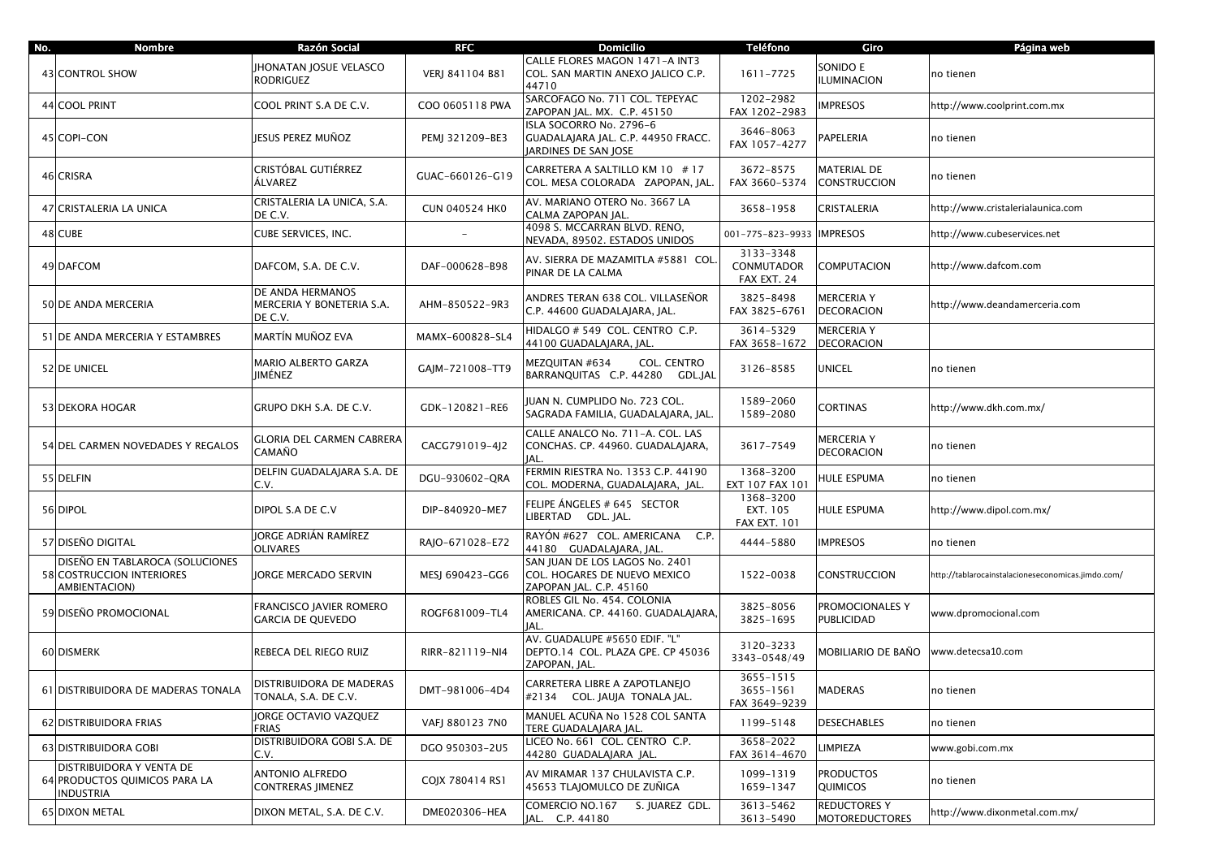| No. | Nombre | Razón Social | RFC | Domicilio | Teléfono | Giro | Página web |
|---|---|---|---|---|---|---|---|
| 43 | CONTROL SHOW | JHONATAN JOSUE VELASCO RODRIGUEZ | VERJ 841104 B81 | CALLE FLORES MAGON 1471-A INT3 COL. SAN MARTIN ANEXO JALICO C.P. 44710 | 1611-7725 | SONIDO E ILUMINACION | no tienen |
| 44 | COOL PRINT | COOL PRINT S.A DE C.V. | COO 0605118 PWA | SARCOFAGO No. 711 COL. TEPEYAC ZAPOPAN JAL. MX. C.P. 45150 | 1202-2982 FAX 1202-2983 | IMPRESOS | http://www.coolprint.com.mx |
| 45 | COPI-CON | JESUS PEREZ MUÑOZ | PEMJ 321209-BE3 | ISLA SOCORRO No. 2796-6 GUADALAJARA JAL. C.P. 44950 FRACC. JARDINES DE SAN JOSE | 3646-8063 FAX 1057-4277 | PAPELERIA | no tienen |
| 46 | CRISRA | CRISTÓBAL GUTIÉRREZ ÁLVAREZ | GUAC-660126-G19 | CARRETERA A SALTILLO KM 10 # 17 COL. MESA COLORADA ZAPOPAN, JAL. | 3672-8575 FAX 3660-5374 | MATERIAL DE CONSTRUCCION | no tienen |
| 47 | CRISTALERIA LA UNICA | CRISTALERIA LA UNICA, S.A. DE C.V. | CUN 040524 HK0 | AV. MARIANO OTERO No. 3667 LA CALMA ZAPOPAN JAL. | 3658-1958 | CRISTALERIA | http://www.cristalerialaunica.com |
| 48 | CUBE | CUBE SERVICES, INC. | - | 4098 S. MCCARRAN BLVD. RENO, NEVADA, 89502. ESTADOS UNIDOS | 001-775-823-9933 | IMPRESOS | http://www.cubeservices.net |
| 49 | DAFCOM | DAFCOM, S.A. DE C.V. | DAF-000628-B98 | AV. SIERRA DE MAZAMITLA #5881 COL. PINAR DE LA CALMA | 3133-3348 CONMUTADOR FAX EXT. 24 | COMPUTACION | http://www.dafcom.com |
| 50 | DE ANDA MERCERIA | DE ANDA HERMANOS MERCERIA Y BONETERIA S.A. DE C.V. | AHM-850522-9R3 | ANDRES TERAN 638 COL. VILLASEÑOR C.P. 44600 GUADALAJARA, JAL. | 3825-8498 FAX 3825-6761 | MERCERIA Y DECORACION | http://www.deandamerceria.com |
| 51 | DE ANDA MERCERIA Y ESTAMBRES | MARTÍN MUÑOZ EVA | MAMX-600828-SL4 | HIDALGO # 549 COL. CENTRO C.P. 44100 GUADALAJARA, JAL. | 3614-5329 FAX 3658-1672 | MERCERIA Y DECORACION | |
| 52 | DE UNICEL | MARIO ALBERTO GARZA JIMÉNEZ | GAJM-721008-TT9 | MEZQUITAN #634 COL. CENTRO BARRANQUITAS C.P. 44280 GDL.JAL | 3126-8585 | UNICEL | no tienen |
| 53 | DEKORA HOGAR | GRUPO DKH S.A. DE C.V. | GDK-120821-RE6 | JUAN N. CUMPLIDO No. 723 COL. SAGRADA FAMILIA, GUADALAJARA, JAL. | 1589-2060 1589-2080 | CORTINAS | http://www.dkh.com.mx/ |
| 54 | DEL CARMEN NOVEDADES Y REGALOS | GLORIA DEL CARMEN CABRERA CAMAÑO | CACG791019-4J2 | CALLE ANALCO No. 711-A. COL. LAS CONCHAS. CP. 44960. GUADALAJARA, JAL. | 3617-7549 | MERCERIA Y DECORACION | no tienen |
| 55 | DELFIN | DELFIN GUADALAJARA S.A. DE C.V. | DGU-930602-QRA | FERMIN RIESTRA No. 1353 C.P. 44190 COL. MODERNA, GUADALAJARA, JAL. | 1368-3200 EXT 107 FAX 101 | HULE ESPUMA | no tienen |
| 56 | DIPOL | DIPOL S.A DE C.V | DIP-840920-ME7 | FELIPE ÁNGELES # 645 SECTOR LIBERTAD GDL. JAL. | 1368-3200 EXT. 105 FAX EXT. 101 | HULE ESPUMA | http://www.dipol.com.mx/ |
| 57 | DISEÑO DIGITAL | JORGE ADRIÁN RAMÍREZ OLIVARES | RAJO-671028-E72 | RAYÓN #627 COL. AMERICANA C.P. 44180 GUADALAJARA, JAL. | 4444-5880 | IMPRESOS | no tienen |
| 58 | DISEÑO EN TABLAROCA (SOLUCIONES COSTRUCCION INTERIORES AMBIENTACION) | JORGE MERCADO SERVIN | MESJ 690423-GG6 | SAN JUAN DE LOS LAGOS No. 2401 COL. HOGARES DE NUEVO MEXICO ZAPOPAN JAL. C.P. 45160 | 1522-0038 | CONSTRUCCION | http://tablarocainstalacioneseconomicas.jimdo.com/ |
| 59 | DISEÑO PROMOCIONAL | FRANCISCO JAVIER ROMERO GARCIA DE QUEVEDO | ROGF681009-TL4 | ROBLES GIL No. 454. COLONIA AMERICANA. CP. 44160. GUADALAJARA, JAL. | 3825-8056 3825-1695 | PROMOCIONALES Y PUBLICIDAD | www.dpromocional.com |
| 60 | DISMERK | REBECA DEL RIEGO RUIZ | RIRR-821119-NI4 | AV. GUADLUPE #5650 EDIF. "L" DEPTO.14 COL. PLAZA GPE. CP 45036 ZAPOPAN, JAL. | 3120-3233 3343-0548/49 | MOBILIARIO DE BAÑO | www.detecsa10.com |
| 61 | DISTRIBUIDORA DE MADERAS TONALA | DISTRIBUIDORA DE MADERAS TONALA, S.A. DE C.V. | DMT-981006-4D4 | CARRETERA LIBRE A ZAPOTLANEJO #2134 COL. JAUJA TONALA JAL. | 3655-1515 3655-1561 FAX 3649-9239 | MADERAS | no tienen |
| 62 | DISTRIBUIDORA FRIAS | JORGE OCTAVIO VAZQUEZ FRIAS | VAFJ 880123 7N0 | MANUEL ACUÑA No 1528 COL SANTA TERE GUADALAJARA JAL. | 1199-5148 | DESECHABLES | no tienen |
| 63 | DISTRIBUIDORA GOBI | DISTRIBUIDORA GOBI S.A. DE C.V. | DGO 950303-2U5 | LICEO No. 661 COL. CENTRO C.P. 44280 GUADALAJARA JAL. | 3658-2022 FAX 3614-4670 | LIMPIEZA | www.gobi.com.mx |
| 64 | DISTRIBUIDORA Y VENTA DE PRODUCTOS QUIMICOS PARA LA INDUSTRIA | ANTONIO ALFREDO CONTRERAS JIMENEZ | COJX 780414 RS1 | AV MIRAMAR 137 CHULAVISTA C.P. 45653 TLAJOMULCO DE ZUÑIGA | 1099-1319 1659-1347 | PRODUCTOS QUIMICOS | no tienen |
| 65 | DIXON METAL | DIXON METAL, S.A. DE C.V. | DME020306-HEA | COMERCIO NO.167 S. JUAREZ GDL. JAL. C.P. 44180 | 3613-5462 3613-5490 | REDUCTORES Y MOTOREDUCTORES | http://www.dixonmetal.com.mx/ |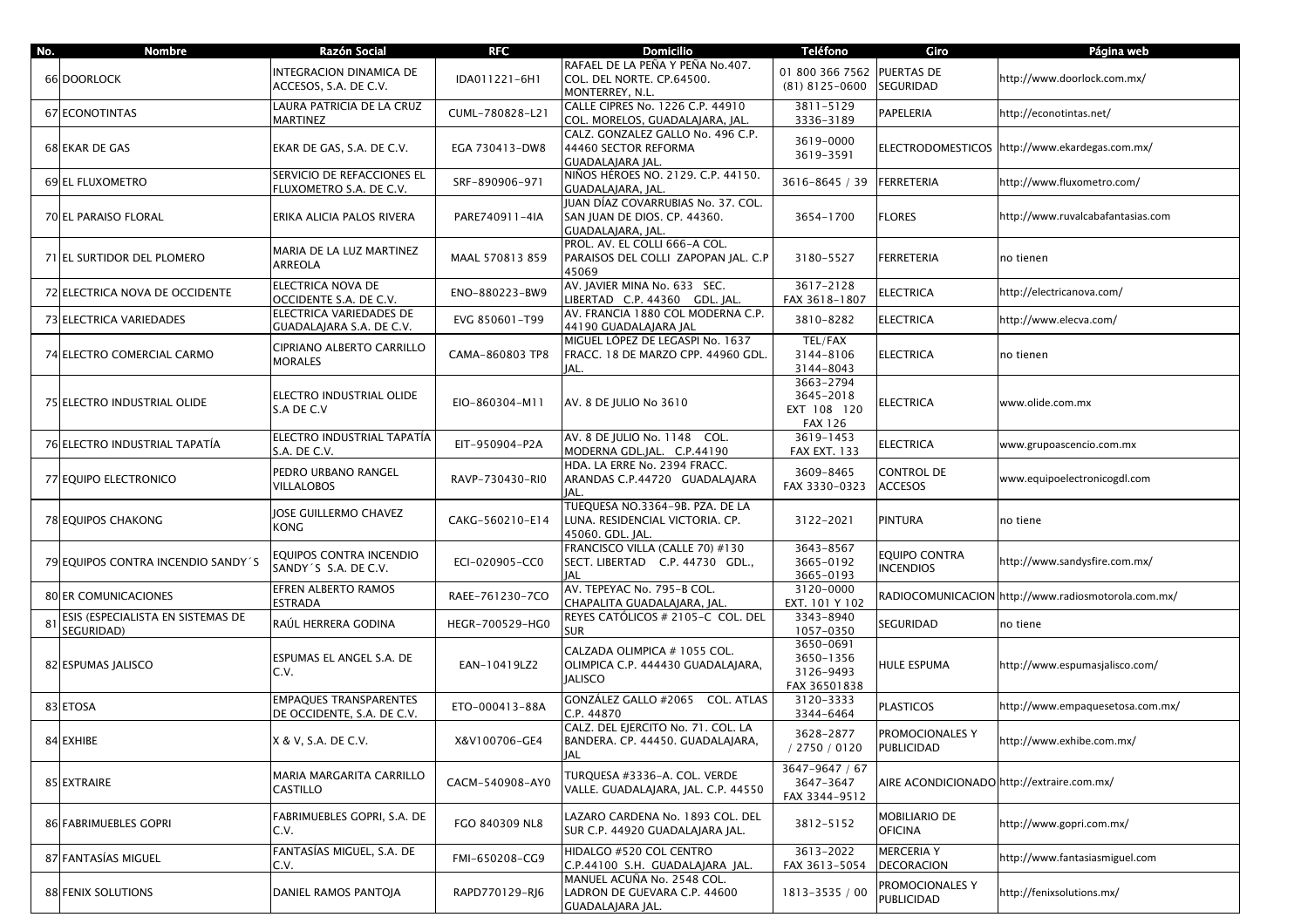| No. | Nombre | Razón Social | RFC | Domicilio | Teléfono | Giro | Página web |
|---|---|---|---|---|---|---|---|
| 66 | DOORLOCK | INTEGRACION DINAMICA DE ACCESOS, S.A. DE C.V. | IDA011221-6H1 | RAFAEL DE LA PEÑA Y PEÑA No.407. COL. DEL NORTE. CP.64500. MONTERREY, N.L. | 01 800 366 7562 (81) 8125-0600 | PUERTAS DE SEGURIDAD | http://www.doorlock.com.mx/ |
| 67 | ECONOTINTAS | LAURA PATRICIA DE LA CRUZ MARTINEZ | CUML-780828-L21 | CALLE CIPRES No. 1226 C.P. 44910 COL. MORELOS, GUADALAJARA, JAL. | 3811-5129 3336-3189 | PAPELERIA | http://econotintas.net/ |
| 68 | EKAR DE GAS | EKAR DE GAS, S.A. DE C.V. | EGA 730413-DW8 | CALZ. GONZALEZ GALLO No. 496 C.P. 44460 SECTOR REFORMA GUADALAJARA JAL. | 3619-0000 3619-3591 | ELECTRODOMESTICOS | http://www.ekardegas.com.mx/ |
| 69 | EL FLUXOMETRO | SERVICIO DE REFACCIONES EL FLUXOMETRO S.A. DE C.V. | SRF-890906-971 | NIÑOS HÉROES NO. 2129. C.P. 44150. GUADALAJARA, JAL. | 3616-8645 / 39 | FERRETERIA | http://www.fluxometro.com/ |
| 70 | EL PARAISO FLORAL | ERIKA ALICIA PALOS RIVERA | PARE740911-4IA | JUAN DÍAZ COVARRUBIAS No. 37. COL. SAN JUAN DE DIOS. CP. 44360. GUADALAJARA, JAL. | 3654-1700 | FLORES | http://www.ruvalcabafantasias.com |
| 71 | EL SURTIDOR DEL PLOMERO | MARIA DE LA LUZ MARTINEZ ARREOLA | MAAL 570813 859 | PROL. AV. EL COLLI 666-A COL. PARAISOS DEL COLLI ZAPOPAN JAL. C.P 45069 | 3180-5527 | FERRETERIA | no tienen |
| 72 | ELECTRICA NOVA DE OCCIDENTE | ELECTRICA NOVA DE OCCIDENTE S.A. DE C.V. | ENO-880223-BW9 | AV. JAVIER MINA No. 633 SEC. LIBERTAD C.P. 44360 GDL. JAL. | 3617-2128 FAX 3618-1807 | ELECTRICA | http://electricanova.com/ |
| 73 | ELECTRICA VARIEDADES | ELECTRICA VARIEDADES DE GUADALAJARA S.A. DE C.V. | EVG 850601-T99 | AV. FRANCIA 1880 COL MODERNA C.P. 44190 GUADALAJARA JAL | 3810-8282 | ELECTRICA | http://www.elecva.com/ |
| 74 | ELECTRO COMERCIAL CARMO | CIPRIANO ALBERTO CARRILLO MORALES | CAMA-860803 TP8 | MIGUEL LÓPEZ DE LEGASPI No. 1637 FRACC. 18 DE MARZO CPP. 44960 GDL. JAL. | TEL/FAX 3144-8106 3144-8043 | ELECTRICA | no tienen |
| 75 | ELECTRO INDUSTRIAL OLIDE | ELECTRO INDUSTRIAL OLIDE S.A DE C.V | EIO-860304-M11 | AV. 8 DE JULIO No 3610 | 3663-2794 3645-2018 EXT 108 120 FAX 126 | ELECTRICA | www.olide.com.mx |
| 76 | ELECTRO INDUSTRIAL TAPATÍA | ELECTRO INDUSTRIAL TAPATÍA S.A. DE C.V. | EIT-950904-P2A | AV. 8 DE JULIO No. 1148 COL. MODERNA GDL.JAL. C.P.44190 | 3619-1453 FAX EXT. 133 | ELECTRICA | www.grupoascencio.com.mx |
| 77 | EQUIPO ELECTRONICO | PEDRO URBANO RANGEL VILLALOBOS | RAVP-730430-RI0 | HDA. LA ERRE No. 2394 FRACC. ARANDAS C.P.44720 GUADALAJARA JAL. | 3609-8465 FAX 3330-0323 | CONTROL DE ACCESOS | www.equipoelectronicogdl.com |
| 78 | EQUIPOS CHAKONG | JOSE GUILLERMO CHAVEZ KONG | CAKG-560210-E14 | TUEQUESA NO.3364-9B. PZA. DE LA LUNA. RESIDENCIAL VICTORIA. CP. 45060. GDL. JAL. | 3122-2021 | PINTURA | no tiene |
| 79 | EQUIPOS CONTRA INCENDIO SANDY´S | EQUIPOS CONTRA INCENDIO SANDY´S S.A. DE C.V. | ECI-020905-CC0 | FRANCISCO VILLA (CALLE 70) #130 SECT. LIBERTAD C.P. 44730 GDL., JAL | 3643-8567 3665-0192 3665-0193 | EQUIPO CONTRA INCENDIOS | http://www.sandysfire.com.mx/ |
| 80 | ER COMUNICACIONES | EFREN ALBERTO RAMOS ESTRADA | RAEE-761230-7CO | AV. TEPEYAC No. 795-B COL. CHAPALITA GUADALAJARA, JAL. | 3120-0000 EXT. 101 Y 102 | RADIOCOMUNICACION | http://www.radiosmotorola.com.mx/ |
| 81 | ESIS (ESPECIALISTA EN SISTEMAS DE SEGURIDAD) | RAÚL HERRERA GODINA | HEGR-700529-HG0 | REYES CATÓLICOS # 2105-C COL. DEL SUR | 3343-8940 1057-0350 | SEGURIDAD | no tiene |
| 82 | ESPUMAS JALISCO | ESPUMAS EL ANGEL S.A. DE C.V. | EAN-10419LZ2 | CALZADA OLIMPICA # 1055 COL. OLIMPICA C.P. 444430 GUADALAJARA, JALISCO | 3650-0691 3650-1356 3126-9493 FAX 36501838 | HULE ESPUMA | http://www.espumasjalisco.com/ |
| 83 | ETOSA | EMPAQUES TRANSPARENTES DE OCCIDENTE, S.A. DE C.V. | ETO-000413-88A | GONZÁLEZ GALLO #2065 COL. ATLAS C.P. 44870 | 3120-3333 3344-6464 | PLASTICOS | http://www.empaquesetosa.com.mx/ |
| 84 | EXHIBE | X & V, S.A. DE C.V. | X&V100706-GE4 | CALZ. DEL EJERCITO No. 71. COL. LA BANDERA. CP. 44450. GUADALAJARA, JAL | 3628-2877 / 2750 / 0120 | PROMOCIONALES Y PUBLICIDAD | http://www.exhibe.com.mx/ |
| 85 | EXTRAIRE | MARIA MARGARITA CARRILLO CASTILLO | CACM-540908-AY0 | TURQUESA #3336-A. COL. VERDE VALLE. GUADALAJARA, JAL. C.P. 44550 | 3647-9647 / 67 3647-3647 FAX 3344-9512 | AIRE ACONDICIONADO | http://extraire.com.mx/ |
| 86 | FABRIMUEBLES GOPRI | FABRIMUEBLES GOPRI, S.A. DE C.V. | FGO 840309 NL8 | LAZARO CARDENA No. 1893 COL. DEL SUR C.P. 44920 GUADALAJARA JAL. | 3812-5152 | MOBILIARIO DE OFICINA | http://www.gopri.com.mx/ |
| 87 | FANTASÍAS MIGUEL | FANTASÍAS MIGUEL, S.A. DE C.V. | FMI-650208-CG9 | HIDALGO #520 COL CENTRO C.P.44100 S.H. GUADALAJARA JAL. | 3613-2022 FAX 3613-5054 | MERCERIA Y DECORACION | http://www.fantasiasmiguel.com |
| 88 | FENIX SOLUTIONS | DANIEL RAMOS PANTOJA | RAPD770129-RJ6 | MANUEL ACUÑA No. 2548 COL. LADRON DE GUEVARA C.P. 44600 GUADALAJARA JAL. | 1813-3535 / 00 | PROMOCIONALES Y PUBLICIDAD | http://fenixsolutions.mx/ |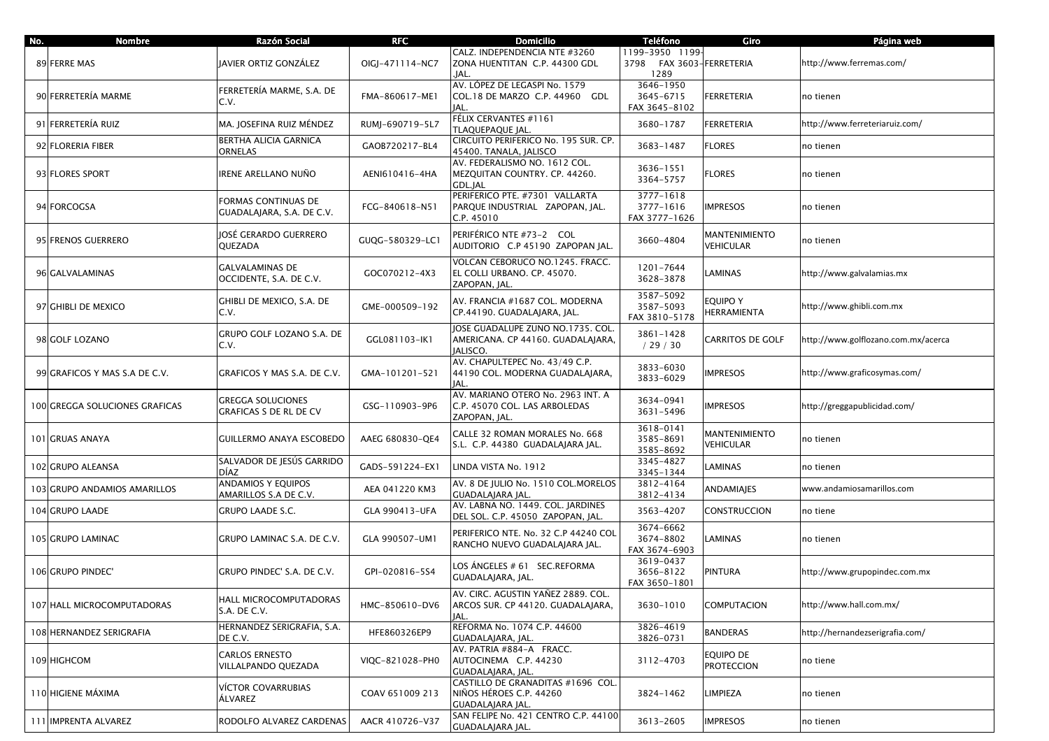| No. | Nombre | Razón Social | RFC | Domicilio | Teléfono | Giro | Página web |
|---|---|---|---|---|---|---|---|
| 89 | FERRE MAS | JAVIER ORTIZ GONZÁLEZ | OIGJ-471114-NC7 | CALZ. INDEPENDENCIA NTE #3260 ZONA HUENTITAN C.P. 44300 GDL .JAL. | 1199-3950 1199-3798 FAX 3603-1289 | FERRETERIA | http://www.ferremas.com/ |
| 90 | FERRETERÍA MARME | FERRETERÍA MARME, S.A. DE C.V. | FMA-860617-ME1 | AV. LÓPEZ DE LEGASPI No. 1579 COL.18 DE MARZO C.P. 44960 GDL JAL. | 3646-1950 3645-6715 FAX 3645-8102 | FERRETERIA | no tienen |
| 91 | FERRETERÍA RUIZ | MA. JOSEFINA RUIZ MÉNDEZ | RUMJ-690719-5L7 | FÉLIX CERVANTES #1161 TLAQUEPAQUE JAL. | 3680-1787 | FERRETERIA | http://www.ferreteriaruiz.com/ |
| 92 | FLORERIA FIBER | BERTHA ALICIA GARNICA ORNELAS | GAOB720217-BL4 | CIRCUITO PERIFERICO No. 195 SUR. CP. 45400. TANALA, JALISCO | 3683-1487 | FLORES | no tienen |
| 93 | FLORES SPORT | IRENE ARELLANO NUÑO | AENI610416-4HA | AV. FEDERALISMO NO. 1612 COL. MEZQUITAN COUNTRY. CP. 44260. GDL,JAL | 3636-1551 3364-5757 | FLORES | no tienen |
| 94 | FORCOGSA | FORMAS CONTINUAS DE GUADALAJARA, S.A. DE C.V. | FCG-840618-N51 | PERIFERICO PTE. #7301 VALLARTA PARQUE INDUSTRIAL ZAPOPAN, JAL. C.P. 45010 | 3777-1618 3777-1616 FAX 3777-1626 | IMPRESOS | no tienen |
| 95 | FRENOS GUERRERO | JOSÉ GERARDO GUERRERO QUEZADA | GUQG-580329-LC1 | PERIFÉRICO NTE #73-2 COL AUDITORIO C.P 45190 ZAPOPAN JAL. | 3660-4804 | MANTENIMIENTO VEHICULAR | no tienen |
| 96 | GALVALAMINAS | GALVALAMINAS DE OCCIDENTE, S.A. DE C.V. | GOC070212-4X3 | VOLCAN CEBORUCO NO.1245. FRACC. EL COLLI URBANO. CP. 45070. ZAPOPAN, JAL. | 1201-7644 3628-3878 | LAMINAS | http://www.galvalamias.mx |
| 97 | GHIBLI DE MEXICO | GHIBLI DE MEXICO, S.A. DE C.V. | GME-000509-192 | AV. FRANCIA #1687 COL. MODERNA CP.44190. GUADALAJARA, JAL. | 3587-5092 3587-5093 FAX 3810-5178 | EQUIPO Y HERRAMIENTA | http://www.ghibli.com.mx |
| 98 | GOLF LOZANO | GRUPO GOLF LOZANO S.A. DE C.V. | GGL081103-IK1 | JOSE GUADALUPE ZUNO NO.1735. COL. AMERICANA. CP 44160. GUADALAJARA, JALISCO. | 3861-1428 / 29 / 30 | CARRITOS DE GOLF | http://www.golflozano.com.mx/acerca |
| 99 | GRAFICOS Y MAS S.A DE C.V. | GRAFICOS Y MAS S.A. DE C.V. | GMA-101201-521 | AV. CHAPULTEPEC No. 43/49 C.P. 44190 COL. MODERNA GUADALAJARA, JAL. | 3833-6030 3833-6029 | IMPRESOS | http://www.graficosymas.com/ |
| 100 | GREGGA SOLUCIONES GRAFICAS | GREGGA SOLUCIONES GRAFICAS S DE RL DE CV | GSG-110903-9P6 | AV. MARIANO OTERO No. 2963 INT. A C.P. 45070 COL. LAS ARBOLEDAS ZAPOPAN, JAL. | 3634-0941 3631-5496 | IMPRESOS | http://greggapublicidad.com/ |
| 101 | GRUAS ANAYA | GUILLERMO ANAYA ESCOBEDO | AAEG 680830-QE4 | CALLE 32 ROMAN MORALES No. 668 S.L. C.P. 44380 GUADALAJARA JAL. | 3618-0141 3585-8691 3585-8692 | MANTENIMIENTO VEHICULAR | no tienen |
| 102 | GRUPO ALEANSA | SALVADOR DE JESÚS GARRIDO DÍAZ | GADS-591224-EX1 | LINDA VISTA No. 1912 | 3345-4827 3345-1344 | LAMINAS | no tienen |
| 103 | GRUPO ANDAMIOS AMARILLOS | ANDAMIOS Y EQUIPOS AMARILLOS S.A DE C.V. | AEA 041220 KM3 | AV. 8 DE JULIO No. 1510 COL.MORELOS GUADALAJARA JAL. | 3812-4164 3812-4134 | ANDAMIAJES | www.andamiosamarillos.com |
| 104 | GRUPO LAADE | GRUPO LAADE S.C. | GLA 990413-UFA | AV. LABNA NO. 1449. COL. JARDINES DEL SOL. C.P. 45050 ZAPOPAN, JAL. | 3563-4207 | CONSTRUCCION | no tiene |
| 105 | GRUPO LAMINAC | GRUPO LAMINAC S.A. DE C.V. | GLA 990507-UM1 | PERIFERICO NTE. No. 32 C.P 44240 COL RANCHO NUEVO GUADALAJARA JAL. | 3674-6662 3674-8802 FAX 3674-6903 | LAMINAS | no tienen |
| 106 | GRUPO PINDEC' | GRUPO PINDEC' S.A. DE C.V. | GPI-020816-5S4 | LOS ÁNGELES # 61 SEC.REFORMA GUADALAJARA, JAL. | 3619-0437 3656-8122 FAX 3650-1801 | PINTURA | http://www.grupopindec.com.mx |
| 107 | HALL MICROCOMPUTADORAS | HALL MICROCOMPUTADORAS S.A. DE C.V. | HMC-850610-DV6 | AV. CIRC. AGUSTIN YAÑEZ 2889. COL. ARCOS SUR. CP 44120. GUADALAJARA, JAL. | 3630-1010 | COMPUTACION | http://www.hall.com.mx/ |
| 108 | HERNANDEZ SERIGRAFIA | HERNANDEZ SERIGRAFIA, S.A. DE C.V. | HFE860326EP9 | REFORMA No. 1074 C.P. 44600 GUADALAJARA, JAL. | 3826-4619 3826-0731 | BANDERAS | http://hernandezserigrafia.com/ |
| 109 | HIGHCOM | CARLOS ERNESTO VILLALPANDO QUEZADA | VIQC-821028-PH0 | AV. PATRIA #884-A FRACC. AUTOCINEMA C.P. 44230 GUADALAJARA, JAL. | 3112-4703 | EQUIPO DE PROTECCION | no tiene |
| 110 | HIGIENE MÁXIMA | VÍCTOR COVARRUBIAS ÁLVAREZ | COAV 651009 213 | CASTILLO DE GRANADITAS #1696 COL. NIÑOS HÉROES C.P. 44260 GUADALAJARA JAL. | 3824-1462 | LIMPIEZA | no tienen |
| 111 | IMPRENTA ALVAREZ | RODOLFO ALVAREZ CARDENAS | AACR 410726-V37 | SAN FELIPE No. 421 CENTRO C.P. 44100 GUADALAJARA JAL. | 3613-2605 | IMPRESOS | no tienen |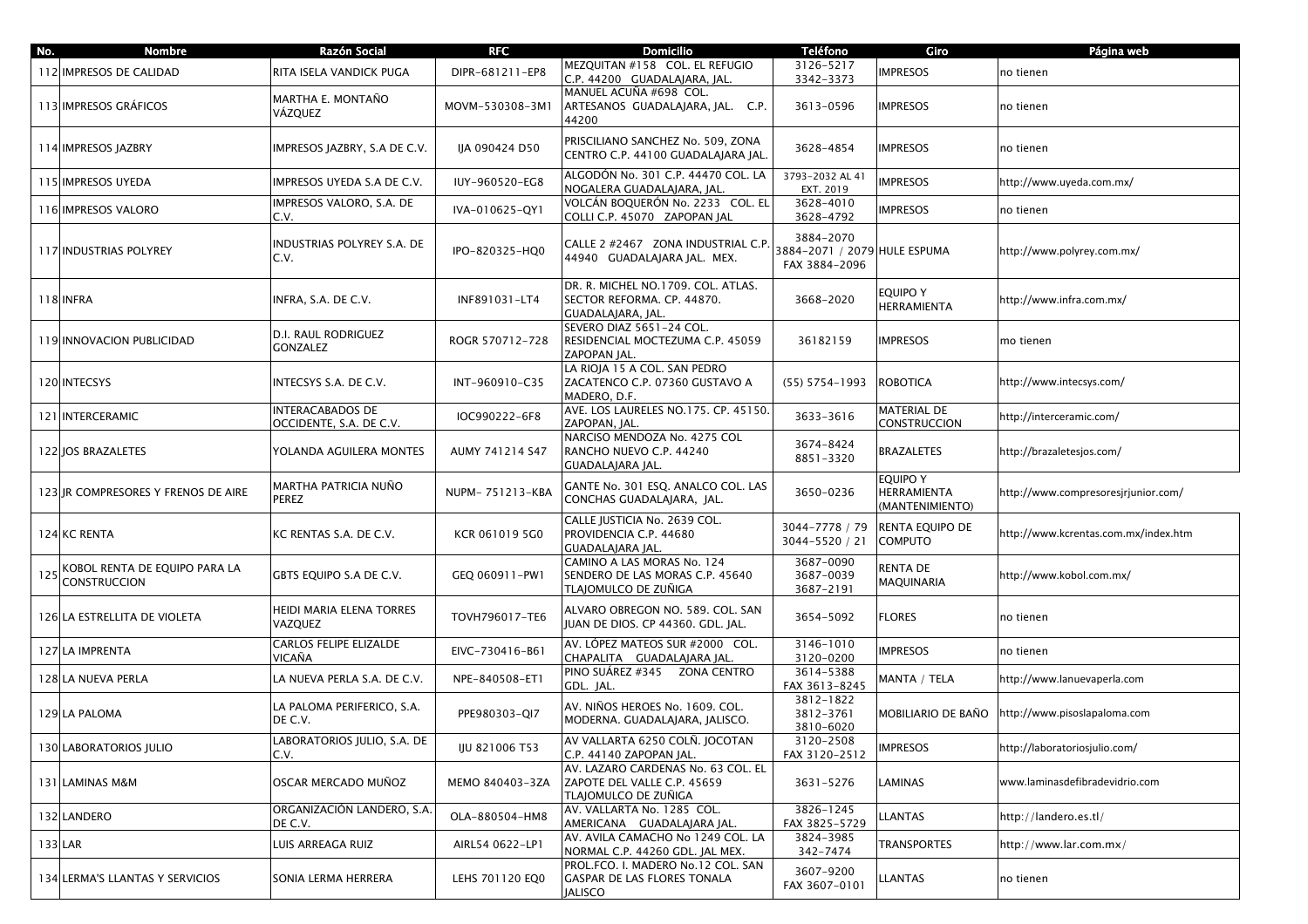| No. | Nombre | Razón Social | RFC | Domicilio | Teléfono | Giro | Página web |
|---|---|---|---|---|---|---|---|
| 112 | IMPRESOS DE CALIDAD | RITA ISELA VANDICK PUGA | DIPR-681211-EP8 | MEZQUITAN #158 COL. EL REFUGIO C.P. 44200 GUADALAJARA, JAL. | 3126-5217 3342-3373 | IMPRESOS | no tienen |
| 113 | IMPRESOS GRÁFICOS | MARTHA E. MONTAÑO VÁZQUEZ | MOVM-530308-3M1 | MANUEL ACUÑA #698 COL. ARTESANOS GUADALAJARA, JAL. C.P. 44200 | 3613-0596 | IMPRESOS | no tienen |
| 114 | IMPRESOS JAZBRY | IMPRESOS JAZBRY, S.A DE C.V. | IJA 090424 D50 | PRISCILIANO SANCHEZ No. 509, ZONA CENTRO C.P. 44100 GUADALAJARA JAL. | 3628-4854 | IMPRESOS | no tienen |
| 115 | IMPRESOS UYEDA | IMPRESOS UYEDA S.A DE C.V. | IUY-960520-EG8 | ALGODÓN No. 301 C.P. 44470 COL. LA NOGALERA GUADALAJARA, JAL. | 3793-2032 AL 41 EXT. 2019 | IMPRESOS | http://www.uyeda.com.mx/ |
| 116 | IMPRESOS VALORO | IMPRESOS VALORO, S.A. DE C.V. | IVA-010625-QY1 | VOLCÁN BOQUERÓN No. 2233 COL. EL COLLI C.P. 45070 ZAPOPAN JAL | 3628-4010 3628-4792 | IMPRESOS | no tienen |
| 117 | INDUSTRIAS POLYREY | INDUSTRIAS POLYREY S.A. DE C.V. | IPO-820325-HQ0 | CALLE 2 #2467 ZONA INDUSTRIAL C.P. 44940 GUADALAJARA JAL. MEX. | 3884-2070 3884-2071 / 2079 FAX 3884-2096 | HULE ESPUMA | http://www.polyrey.com.mx/ |
| 118 | INFRA | INFRA, S.A. DE C.V. | INF891031-LT4 | DR. R. MICHEL NO.1709. COL. ATLAS. SECTOR REFORMA. CP. 44870. GUADALAJARA, JAL. | 3668-2020 | EQUIPO Y HERRAMIENTA | http://www.infra.com.mx/ |
| 119 | INNOVACION PUBLICIDAD | D.I. RAUL RODRIGUEZ GONZALEZ | ROGR 570712-728 | SEVERO DIAZ 5651-24 COL. RESIDENCIAL MOCTEZUMA C.P. 45059 ZAPOPAN JAL. | 36182159 | IMPRESOS | mo tienen |
| 120 | INTECSYS | INTECSYS S.A. DE C.V. | INT-960910-C35 | LA RIOJA 15 A COL. SAN PEDRO ZACATENCO C.P. 07360 GUSTAVO A MADERO, D.F. | (55) 5754-1993 | ROBOTICA | http://www.intecsys.com/ |
| 121 | INTERCERAMIC | INTERACABADOS DE OCCIDENTE, S.A. DE C.V. | IOC990222-6F8 | AVE. LOS LAURELES NO.175. CP. 45150. ZAPOPAN, JAL. | 3633-3616 | MATERIAL DE CONSTRUCCION | http://interceramic.com/ |
| 122 | JOS BRAZALETES | YOLANDA AGUILERA MONTES | AUMY 741214 S47 | NARCISO MENDOZA No. 4275 COL RANCHO NUEVO C.P. 44240 GUADALAJARA JAL. | 3674-8424 8851-3320 | BRAZALETES | http://brazaletesjos.com/ |
| 123 | JR COMPRESORES Y FRENOS DE AIRE | MARTHA PATRICIA NUÑO PEREZ | NUPM- 751213-KBA | GANTE No. 301 ESQ. ANALCO COL. LAS CONCHAS GUADALAJARA, JAL. | 3650-0236 | EQUIPO Y HERRAMIENTA (MANTENIMIENTO) | http://www.compresoresjrjunior.com/ |
| 124 | KC RENTA | KC RENTAS S.A. DE C.V. | KCR 061019 5G0 | CALLE JUSTICIA No. 2639 COL. PROVIDENCIA C.P. 44680 GUADALAJARA JAL. | 3044-7778 / 79 3044-5520 / 21 | RENTA EQUIPO DE COMPUTO | http://www.kcrentas.com.mx/index.htm |
| 125 | KOBOL RENTA DE EQUIPO PARA LA CONSTRUCCION | GBTS EQUIPO S.A DE C.V. | GEQ 060911-PW1 | CAMINO A LAS MORAS No. 124 SENDERO DE LAS MORAS C.P. 45640 TLAJOMULCO DE ZUÑIGA | 3687-0090 3687-0039 3687-2191 | RENTA DE MAQUINARIA | http://www.kobol.com.mx/ |
| 126 | LA ESTRELLITA DE VIOLETA | HEIDI MARIA ELENA TORRES VAZQUEZ | TOVH796017-TE6 | ALVARO OBREGON NO. 589. COL. SAN JUAN DE DIOS. CP 44360. GDL. JAL. | 3654-5092 | FLORES | no tienen |
| 127 | LA IMPRENTA | CARLOS FELIPE ELIZALDE VICAÑA | EIVC-730416-B61 | AV. LÓPEZ MATEOS SUR #2000 COL. CHAPALITA GUADALAJARA JAL. | 3146-1010 3120-0200 | IMPRESOS | no tienen |
| 128 | LA NUEVA PERLA | LA NUEVA PERLA S.A. DE C.V. | NPE-840508-ET1 | PINO SUÁREZ #345 ZONA CENTRO GDL. JAL. | 3614-5388 FAX 3613-8245 | MANTA / TELA | http://www.lanuevaperla.com |
| 129 | LA PALOMA | LA PALOMA PERIFERICO, S.A. DE C.V. | PPE980303-QI7 | AV. NIÑOS HEROES No. 1609. COL. MODERNA. GUADALAJARA, JALISCO. | 3812-1822 3812-3761 3810-6020 | MOBILIARIO DE BAÑO | http://www.pisoslapaloma.com |
| 130 | LABORATORIOS JULIO | LABORATORIOS JULIO, S.A. DE C.V. | IJU 821006 T53 | AV VALLARTA 6250 COLÑ. JOCOTAN C.P. 44140 ZAPOPAN JAL. | 3120-2508 FAX 3120-2512 | IMPRESOS | http://laboratoriosjulio.com/ |
| 131 | LAMINAS M&M | OSCAR MERCADO MUÑOZ | MEMO 840403-3ZA | AV. LAZARO CARDENAS No. 63 COL. EL ZAPOTE DEL VALLE C.P. 45659 TLAJOMULCO DE ZUÑIGA | 3631-5276 | LAMINAS | www.laminasdefibradevidrio.com |
| 132 | LANDERO | ORGANIZACIÓN LANDERO, S.A. DE C.V. | OLA-880504-HM8 | AV. VALLARTA No. 1285 COL. AMERICANA GUADALAJARA JAL. | 3826-1245 FAX 3825-5729 | LLANTAS | http://landero.es.tl/ |
| 133 | LAR | LUIS ARREAGA RUIZ | AIRL54 0622-LP1 | AV. AVILA CAMACHO No 1249 COL. LA NORMAL C.P. 44260 GDL. JAL MEX. | 3824-3985 342-7474 | TRANSPORTES | http://www.lar.com.mx/ |
| 134 | LERMA'S LLANTAS Y SERVICIOS | SONIA LERMA HERRERA | LEHS 701120 EQ0 | PROL.FCO. I. MADERO No.12 COL. SAN GASPAR DE LAS FLORES TONALA JALISCO | 3607-9200 FAX 3607-0101 | LLANTAS | no tienen |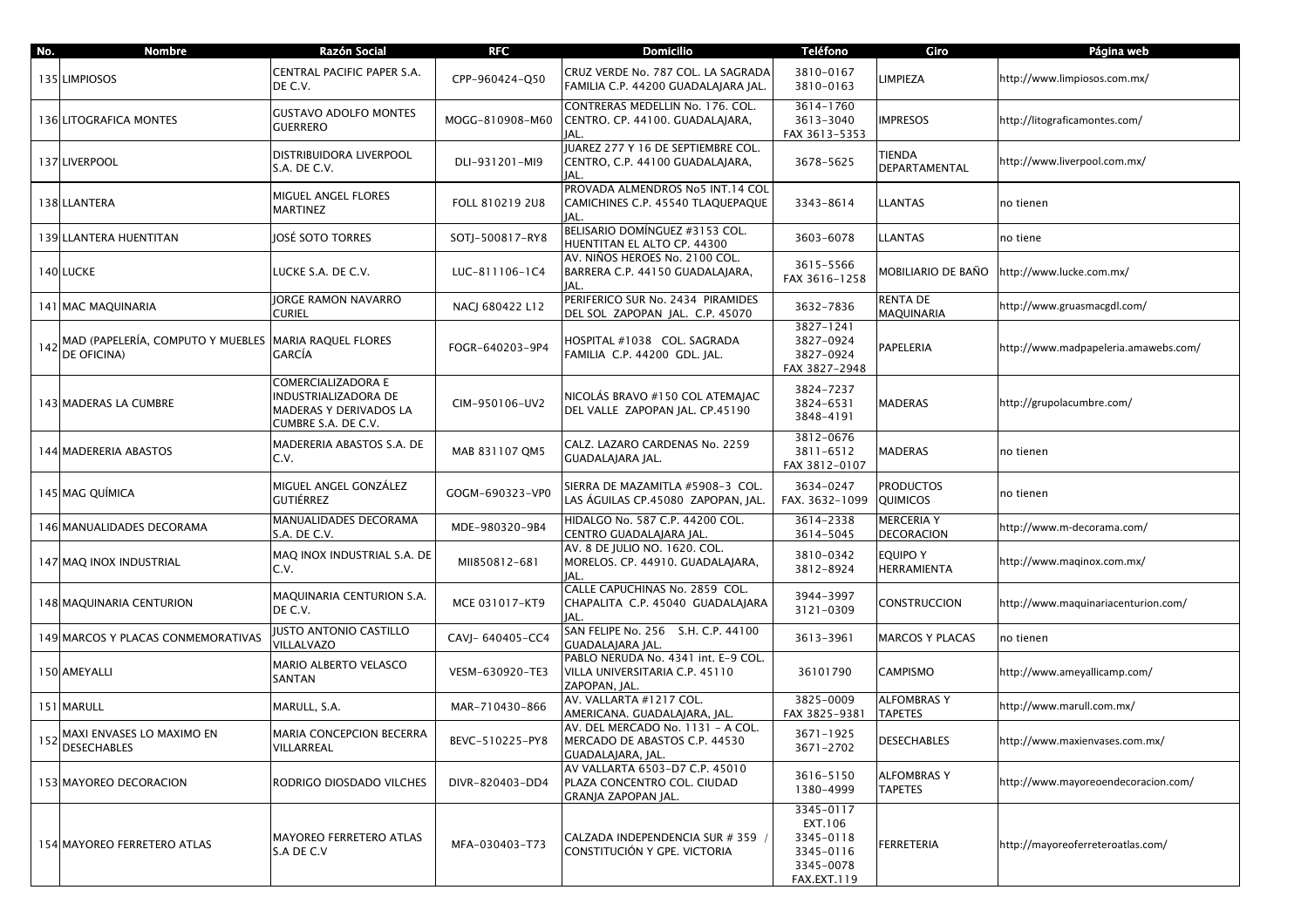| No. | Nombre | Razón Social | RFC | Domicilio | Teléfono | Giro | Página web |
|---|---|---|---|---|---|---|---|
| 135 | LIMPIOSOS | CENTRAL PACIFIC PAPER S.A. DE C.V. | CPP-960424-Q50 | CRUZ VERDE No. 787 COL. LA SAGRADA FAMILIA C.P. 44200 GUADALAJARA JAL. | 3810-0167 3810-0163 | LIMPIEZA | http://www.limpiosos.com.mx/ |
| 136 | LITOGRAFICA MONTES | GUSTAVO ADOLFO MONTES GUERRERO | MOGG-810908-M60 | CONTRERAS MEDELLIN No. 176. COL. CENTRO. CP. 44100. GUADALAJARA, JAL. | 3614-1760 3613-3040 FAX 3613-5353 | IMPRESOS | http://litograficamontes.com/ |
| 137 | LIVERPOOL | DISTRIBUIDORA LIVERPOOL S.A. DE C.V. | DLI-931201-MI9 | JUAREZ 277 Y 16 DE SEPTIEMBRE COL. CENTRO, C.P. 44100 GUADALAJARA, JAL. | 3678-5625 | TIENDA DEPARTAMENTAL | http://www.liverpool.com.mx/ |
| 138 | LLANTERA | MIGUEL ANGEL FLORES MARTINEZ | FOLL 810219 2U8 | PROVADA ALMENDROS No5 INT.14 COL CAMICHINES C.P. 45540 TLAQUEPAQUE JAL. | 3343-8614 | LLANTAS | no tienen |
| 139 | LLANTERA HUENTITAN | JOSÉ SOTO TORRES | SOTJ-500817-RY8 | BELISARIO DOMÍNGUEZ #3153 COL. HUENTITAN EL ALTO CP. 44300 | 3603-6078 | LLANTAS | no tiene |
| 140 | LUCKE | LUCKE S.A. DE C.V. | LUC-811106-1C4 | AV. NIÑOS HEROES No. 2100 COL. BARRERA C.P. 44150 GUADALAJARA, JAL. | 3615-5566 FAX 3616-1258 | MOBILIARIO DE BAÑO | http://www.lucke.com.mx/ |
| 141 | MAC MAQUINARIA | JORGE RAMON NAVARRO CURIEL | NACJ 680422 L12 | PERIFERICO SUR No. 2434 PIRAMIDES DEL SOL ZAPOPAN JAL. C.P. 45070 | 3632-7836 | RENTA DE MAQUINARIA | http://www.gruasmacgdl.com/ |
| 142 | MAD (PAPELERÍA, COMPUTO Y MUEBLES DE OFICINA) | MARIA RAQUEL FLORES GARCÍA | FOGR-640203-9P4 | HOSPITAL #1038 COL. SAGRADA FAMILIA C.P. 44200 GDL. JAL. | 3827-1241 3827-0924 3827-0924 FAX 3827-2948 | PAPELERIA | http://www.madpapeleria.amawebs.com/ |
| 143 | MADERAS LA CUMBRE | COMERCIALIZADORA E INDUSTRIALIZADORA DE MADERAS Y DERIVADOS LA CUMBRE S.A. DE C.V. | CIM-950106-UV2 | NICOLÁS BRAVO #150 COL ATEMAJAC DEL VALLE ZAPOPAN JAL. CP.45190 | 3824-7237 3824-6531 3848-4191 | MADERAS | http://grupolacumbre.com/ |
| 144 | MADERERIA ABASTOS | MADERERIA ABASTOS S.A. DE C.V. | MAB 831107 QM5 | CALZ. LAZARO CARDENAS No. 2259 GUADALAJARA JAL. | 3812-0676 3811-6512 FAX 3812-0107 | MADERAS | no tienen |
| 145 | MAG QUÍMICA | MIGUEL ANGEL GONZÁLEZ GUTIÉRREZ | GOGM-690323-VP0 | SIERRA DE MAZAMITLA #5908-3 COL. LAS ÁGUILAS CP.45080 ZAPOPAN, JAL. | 3634-0247 FAX. 3632-1099 | PRODUCTOS QUIMICOS | no tienen |
| 146 | MANUALIDADES DECORAMA | MANUALIDADES DECORAMA S.A. DE C.V. | MDE-980320-9B4 | HIDALGO No. 587 C.P. 44200 COL. CENTRO GUADALAJARA JAL. | 3614-2338 3614-5045 | MERCERIA Y DECORACION | http://www.m-decorama.com/ |
| 147 | MAQ INOX INDUSTRIAL | MAQ INOX INDUSTRIAL S.A. DE C.V. | MII850812-681 | AV. 8 DE JULIO NO. 1620. COL. MORELOS. CP. 44910. GUADALAJARA, JAL. | 3810-0342 3812-8924 | EQUIPO Y HERRAMIENTA | http://www.maqinox.com.mx/ |
| 148 | MAQUINARIA CENTURION | MAQUINARIA CENTURION S.A. DE C.V. | MCE 031017-KT9 | CALLE CAPUCHINAS No. 2859 COL. CHAPALITA C.P. 45040 GUADALAJARA JAL. | 3944-3997 3121-0309 | CONSTRUCCION | http://www.maquinariacenturion.com/ |
| 149 | MARCOS Y PLACAS CONMEMORATIVAS | JUSTO ANTONIO CASTILLO VILLALVAZO | CAVJ- 640405-CC4 | SAN FELIPE No. 256 S.H. C.P. 44100 GUADALAJARA JAL. | 3613-3961 | MARCOS Y PLACAS | no tienen |
| 150 | AMEYALLI | MARIO ALBERTO VELASCO SANTAN | VESM-630920-TE3 | PABLO NERUDA No. 4341 int. E-9 COL. VILLA UNIVERSITARIA C.P. 45110 ZAPOPAN, JAL. | 36101790 | CAMPISMO | http://www.ameyallicamp.com/ |
| 151 | MARULL | MARULL, S.A. | MAR-710430-866 | AV. VALLARTA #1217 COL. AMERICANA. GUADALAJARA, JAL. | 3825-0009 FAX 3825-9381 | ALFOMBRAS Y TAPETES | http://www.marull.com.mx/ |
| 152 | MAXI ENVASES LO MAXIMO EN DESECHABLES | MARIA CONCEPCION BECERRA VILLARREAL | BEVC-510225-PY8 | AV. DEL MERCADO No. 1131 - A COL. MERCADO DE ABASTOS C.P. 44530 GUADALAJARA, JAL. | 3671-1925 3671-2702 | DESECHABLES | http://www.maxienvases.com.mx/ |
| 153 | MAYOREO DECORACION | RODRIGO DIOSDADO VILCHES | DIVR-820403-DD4 | AV VALLARTA 6503-D7 C.P. 45010 PLAZA CONCENTRO COL. CIUDAD GRANJA ZAPOPAN JAL. | 3616-5150 1380-4999 | ALFOMBRAS Y TAPETES | http://www.mayoreoendecoracion.com/ |
| 154 | MAYOREO FERRETERO ATLAS | MAYOREO FERRETERO ATLAS S.A DE C.V | MFA-030403-T73 | CALZADA INDEPENDENCIA SUR # 359 / CONSTITUCIÓN Y GPE. VICTORIA | 3345-0117 EXT.106 3345-0118 3345-0116 3345-0078 FAX.EXT.119 | FERRETERIA | http://mayoreoferreteroatlas.com/ |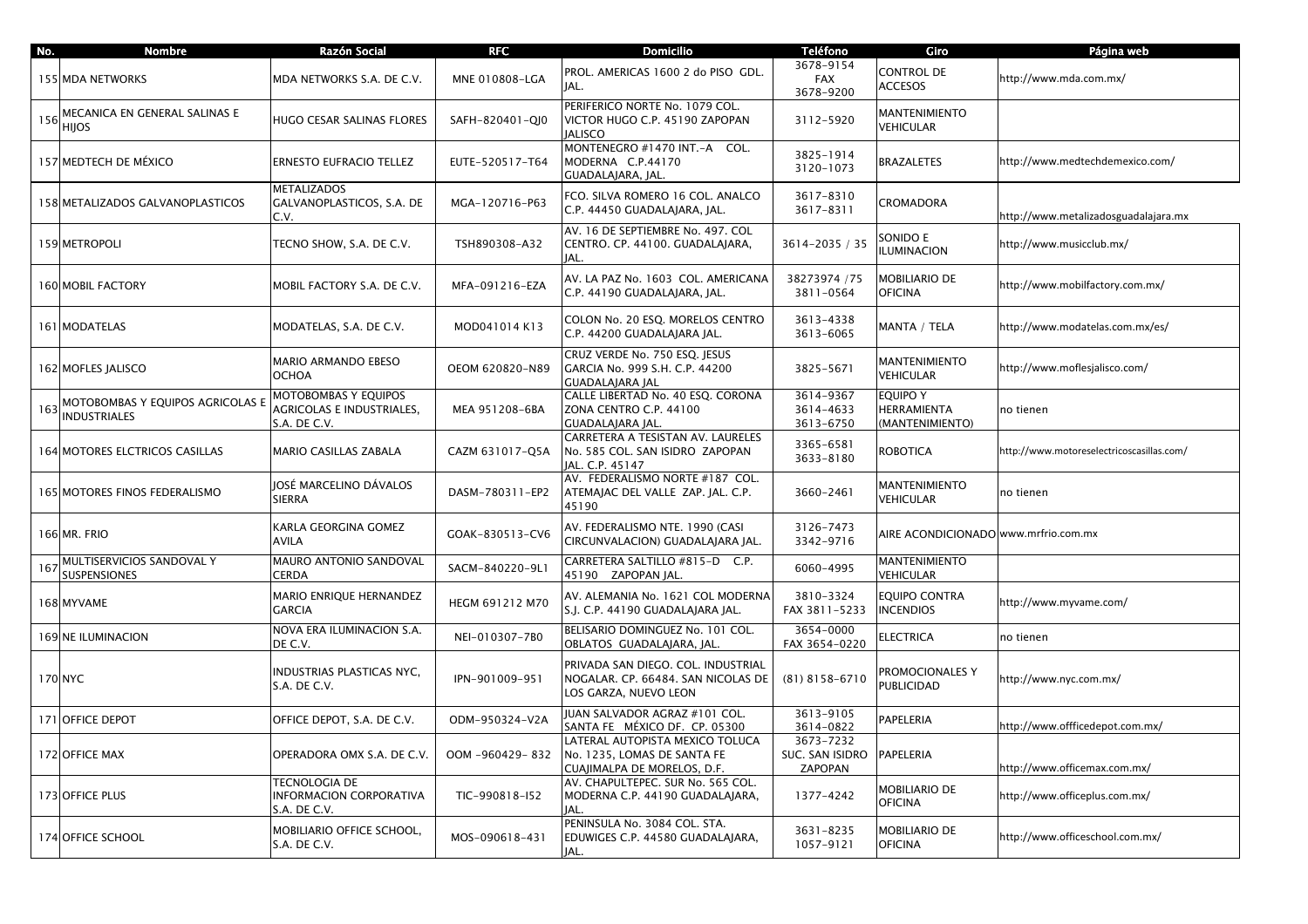| No. | Nombre | Razón Social | RFC | Domicilio | Teléfono | Giro | Página web |
|---|---|---|---|---|---|---|---|
| 155 | MDA NETWORKS | MDA NETWORKS S.A. DE C.V. | MNE 010808-LGA | PROL. AMERICAS 1600 2 do PISO GDL. JAL. | 3678-9154 FAX 3678-9200 | CONTROL DE ACCESOS | http://www.mda.com.mx/ |
| 156 | MECANICA EN GENERAL SALINAS E HIJOS | HUGO CESAR SALINAS FLORES | SAFH-820401-QJ0 | PERIFERICO NORTE No. 1079 COL. VICTOR HUGO C.P. 45190 ZAPOPAN JALISCO | 3112-5920 | MANTENIMIENTO VEHICULAR | |
| 157 | MEDTECH DE MÉXICO | ERNESTO EUFRACIO TELLEZ | EUTE-520517-T64 | MONTENEGRO #1470 INT.-A COL. MODERNA C.P.44170 GUADALAJARA, JAL. | 3825-1914 3120-1073 | BRAZALETES | http://www.medtechdemexico.com/ |
| 158 | METALIZADOS GALVANOPLASTICOS | METALIZADOS GALVANOPLASTICOS, S.A. DE C.V. | MGA-120716-P63 | FCO. SILVA ROMERO 16 COL. ANALCO C.P. 44450 GUADALAJARA, JAL. | 3617-8310 3617-8311 | CROMADORA | http://www.metalizadosguadalajara.mx |
| 159 | METROPOLI | TECNO SHOW, S.A. DE C.V. | TSH890308-A32 | AV. 16 DE SEPTIEMBRE No. 497. COL CENTRO. CP. 44100. GUADALAJARA, JAL. | 3614-2035 / 35 | SONIDO E ILUMINACION | http://www.musicclub.mx/ |
| 160 | MOBIL FACTORY | MOBIL FACTORY S.A. DE C.V. | MFA-091216-EZA | AV. LA PAZ No. 1603 COL. AMERICANA C.P. 44190 GUADALAJARA, JAL. | 38273974 /75 3811-0564 | MOBILIARIO DE OFICINA | http://www.mobilfactory.com.mx/ |
| 161 | MODATELAS | MODATELAS, S.A. DE C.V. | MOD041014 K13 | COLON No. 20 ESQ. MORELOS CENTRO C.P. 44200 GUADALAJARA JAL. | 3613-4338 3613-6065 | MANTA / TELA | http://www.modatelas.com.mx/es/ |
| 162 | MOFLES JALISCO | MARIO ARMANDO EBESO OCHOA | OEOM 620820-N89 | CRUZ VERDE No. 750 ESQ. JESUS GARCIA No. 999 S.H. C.P. 44200 GUADALAJARA JAL | 3825-5671 | MANTENIMIENTO VEHICULAR | http://www.moflesjalisco.com/ |
| 163 | MOTOBOMBAS Y EQUIPOS AGRICOLAS E INDUSTRIALES | MOTOBOMBAS Y EQUIPOS AGRICOLAS E INDUSTRIALES, S.A. DE C.V. | MEA 951208-6BA | CALLE LIBERTAD No. 40 ESQ. CORONA ZONA CENTRO C.P. 44100 GUADALAJARA JAL. | 3614-9367 3614-4633 3613-6750 | EQUIPO Y HERRAMIENTA (MANTENIMIENTO) | no tienen |
| 164 | MOTORES ELCTRICOS CASILLAS | MARIO CASILLAS ZABALA | CAZM 631017-Q5A | CARRETERA A TESISTAN AV. LAURELES No. 585 COL. SAN ISIDRO ZAPOPAN JAL. C.P. 45147 | 3365-6581 3633-8180 | ROBOTICA | http://www.motoreselectricoscasillas.com/ |
| 165 | MOTORES FINOS FEDERALISMO | JOSÉ MARCELINO DÁVALOS SIERRA | DASM-780311-EP2 | AV. FEDERALISMO NORTE #187 COL. ATEMAJAC DEL VALLE ZAP. JAL. C.P. 45190 | 3660-2461 | MANTENIMIENTO VEHICULAR | no tienen |
| 166 | MR. FRIO | KARLA GEORGINA GOMEZ AVILA | GOAK-830513-CV6 | AV. FEDERALISMO NTE. 1990 (CASI CIRCUNVALACION) GUADALAJARA JAL. | 3126-7473 3342-9716 | AIRE ACONDICIONADO | www.mrfrio.com.mx |
| 167 | MULTISERVICIOS SANDOVAL Y SUSPENSIONES | MAURO ANTONIO SANDOVAL CERDA | SACM-840220-9L1 | CARRETERA SALTILLO #815-D C.P. 45190 ZAPOPAN JAL. | 6060-4995 | MANTENIMIENTO VEHICULAR | |
| 168 | MYVAME | MARIO ENRIQUE HERNANDEZ GARCIA | HEGM 691212 M70 | AV. ALEMANIA No. 1621 COL MODERNA S.J. C.P. 44190 GUADALAJARA JAL. | 3810-3324 FAX 3811-5233 | EQUIPO CONTRA INCENDIOS | http://www.myvame.com/ |
| 169 | NE ILUMINACION | NOVA ERA ILUMINACION S.A. DE C.V. | NEI-010307-7B0 | BELISARIO DOMINGUEZ No. 101 COL. OBLATOS GUADALAJARA, JAL. | 3654-0000 FAX 3654-0220 | ELECTRICA | no tienen |
| 170 | NYC | INDUSTRIAS PLASTICAS NYC, S.A. DE C.V. | IPN-901009-951 | PRIVADA SAN DIEGO. COL. INDUSTRIAL NOGALAR. CP. 66484. SAN NICOLAS DE LOS GARZA, NUEVO LEON | (81) 8158-6710 | PROMOCIONALES Y PUBLICIDAD | http://www.nyc.com.mx/ |
| 171 | OFFICE DEPOT | OFFICE DEPOT, S.A. DE C.V. | ODM-950324-V2A | JUAN SALVADOR AGRAZ #101 COL. SANTA FE MÉXICO DF. CP. 05300 | 3613-9105 3614-0822 | PAPELERIA | http://www.offficedepot.com.mx/ |
| 172 | OFFICE MAX | OPERADORA OMX S.A. DE C.V. | OOM -960429- 832 | LATERAL AUTOPISTA MEXICO TOLUCA No. 1235, LOMAS DE SANTA FE CUAJIMALPA DE MORELOS, D.F. | 3673-7232 SUC. SAN ISIDRO ZAPOPAN | PAPELERIA | http://www.officemax.com.mx/ |
| 173 | OFFICE PLUS | TECNOLOGIA DE INFORMACION CORPORATIVA S.A. DE C.V. | TIC-990818-I52 | AV. CHAPULTEPEC. SUR No. 565 COL. MODERNA C.P. 44190 GUADALAJARA, JAL. | 1377-4242 | MOBILIARIO DE OFICINA | http://www.officeplus.com.mx/ |
| 174 | OFFICE SCHOOL | MOBILIARIO OFFICE SCHOOL, S.A. DE C.V. | MOS-090618-431 | PENINSULA No. 3084 COL. STA. EDUWIGES C.P. 44580 GUADALAJARA, JAL. | 3631-8235 1057-9121 | MOBILIARIO DE OFICINA | http://www.officeschool.com.mx/ |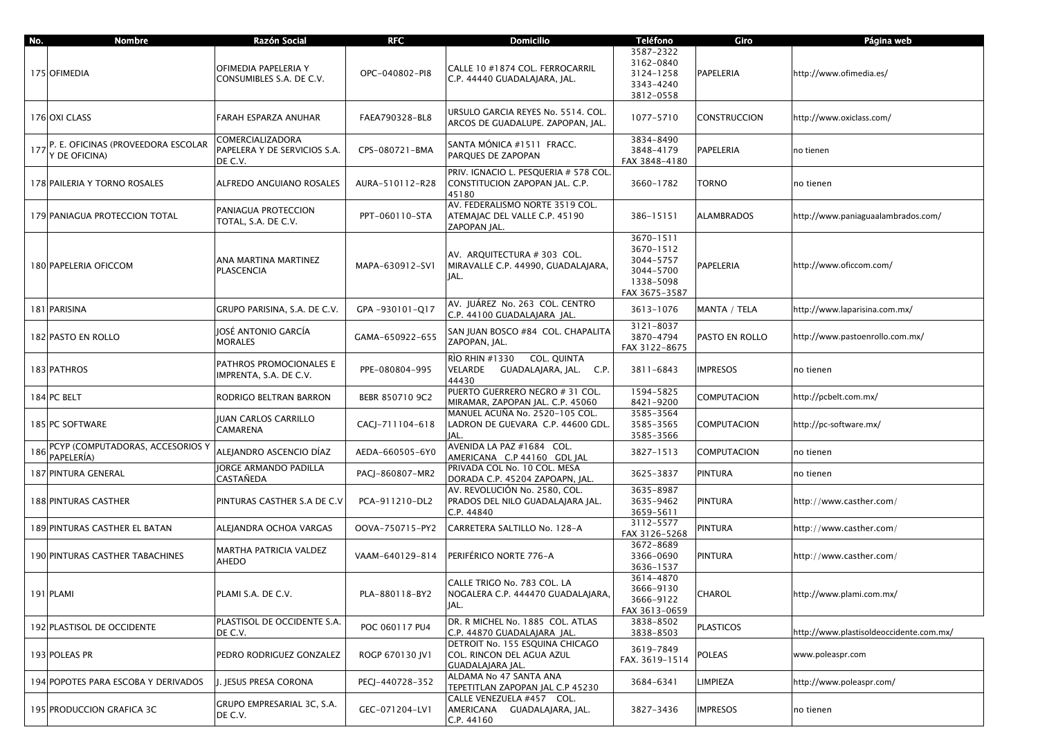| No. | Nombre | Razón Social | RFC | Domicilio | Teléfono | Giro | Página web |
| --- | --- | --- | --- | --- | --- | --- | --- |
| 175 | OFIMEDIA | OFIMEDIA PAPELERIA Y CONSUMIBLES S.A. DE C.V. | OPC-040802-PI8 | CALLE 10 #1874 COL. FERROCARRIL C.P. 44440 GUADALAJARA, JAL. | 3587-2322 3162-0840 3124-1258 3343-4240 3812-0558 | PAPELERIA | http://www.ofimedia.es/ |
| 176 | OXI CLASS | FARAH ESPARZA ANUHAR | FAEA790328-BL8 | URSULO GARCIA REYES No. 5514. COL. ARCOS DE GUADALUPE. ZAPOPAN, JAL. | 1077-5710 | CONSTRUCCION | http://www.oxiclass.com/ |
| 177 | P. E. OFICINAS (PROVEEDORA ESCOLAR Y DE OFICINA) | COMERCIALIZADORA PAPELERA Y DE SERVICIOS S.A. DE C.V. | CPS-080721-BMA | SANTA MÓNICA #1511 FRACC. PARQUES DE ZAPOPAN | 3834-8490 3848-4179 FAX 3848-4180 | PAPELERIA | no tienen |
| 178 | PAILERIA Y TORNO ROSALES | ALFREDO ANGUIANO ROSALES | AURA-510112-R28 | PRIV. IGNACIO L. PESQUERIA # 578 COL. CONSTITUCION ZAPOPAN JAL. C.P. 45180 | 3660-1782 | TORNO | no tienen |
| 179 | PANIAGUA PROTECCION TOTAL | PANIAGUA PROTECCION TOTAL, S.A. DE C.V. | PPT-060110-STA | AV. FEDERALISMO NORTE 3519 COL. ATEMAJAC DEL VALLE C.P. 45190 ZAPOPAN JAL. | 386-15151 | ALAMBRADOS | http://www.paniaguaalambrados.com/ |
| 180 | PAPELERIA OFICCOM | ANA MARTINA MARTINEZ PLASCENCIA | MAPA-630912-SV1 | AV. ARQUITECTURA # 303 COL. MIRAVALLE C.P. 44990, GUADALAJARA, JAL. | 3670-1511 3670-1512 3044-5757 3044-5700 1338-5098 FAX 3675-3587 | PAPELERIA | http://www.oficcom.com/ |
| 181 | PARISINA | GRUPO PARISINA, S.A. DE C.V. | GPA -930101-Q17 | AV. JUÁREZ No. 263 COL. CENTRO C.P. 44100 GUADALAJARA JAL. | 3613-1076 | MANTA / TELA | http://www.laparisina.com.mx/ |
| 182 | PASTO EN ROLLO | JOSÉ ANTONIO GARCÍA MORALES | GAMA-650922-655 | SAN JUAN BOSCO #84 COL. CHAPALITA ZAPOPAN, JAL. | 3121-8037 3870-4794 FAX 3122-8675 | PASTO EN ROLLO | http://www.pastoenrollo.com.mx/ |
| 183 | PATHROS | PATHROS PROMOCIONALES E IMPRENTA, S.A. DE C.V. | PPE-080804-995 | RÍO RHIN #1330 COL. QUINTA VELARDE GUADALAJARA, JAL. C.P. 44430 | 3811-6843 | IMPRESOS | no tienen |
| 184 | PC BELT | RODRIGO BELTRAN BARRON | BEBR 850710 9C2 | PUERTO GUERRERO NEGRO # 31 COL. MIRAMAR, ZAPOPAN JAL. C.P. 45060 | 1594-5825 8421-9200 | COMPUTACION | http://pcbelt.com.mx/ |
| 185 | PC SOFTWARE | JUAN CARLOS CARRILLO CAMARENA | CACJ-711104-618 | MANUEL ACUÑA No. 2520-105 COL. LADRON DE GUEVARA C.P. 44600 GDL. JAL. | 3585-3564 3585-3565 3585-3566 | COMPUTACION | http://pc-software.mx/ |
| 186 | PCYP (COMPUTADORAS, ACCESORIOS Y PAPELERÍA) | ALEJANDRO ASCENCIO DÍAZ | AEDA-660505-6Y0 | AVENIDA LA PAZ #1684 COL. AMERICANA C.P 44160 GDL JAL | 3827-1513 | COMPUTACION | no tienen |
| 187 | PINTURA GENERAL | JORGE ARMANDO PADILLA CASTAÑEDA | PACJ-860807-MR2 | PRIVADA COL No. 10 COL. MESA DORADA C.P. 45204 ZAPOAPN, JAL. | 3625-3837 | PINTURA | no tienen |
| 188 | PINTURAS CASTHER | PINTURAS CASTHER S.A DE C.V | PCA-911210-DL2 | AV. REVOLUCIÓN No. 2580, COL. PRADOS DEL NILO GUADALAJARA JAL. C.P. 44840 | 3635-8987 3635-9462 3659-5611 | PINTURA | http://www.casther.com/ |
| 189 | PINTURAS CASTHER EL BATAN | ALEJANDRA OCHOA VARGAS | OOVA-750715-PY2 | CARRETERA SALTILLO No. 128-A | 3112-5577 FAX 3126-5268 | PINTURA | http://www.casther.com/ |
| 190 | PINTURAS CASTHER TABACHINES | MARTHA PATRICIA VALDEZ AHEDO | VAAM-640129-814 | PERIFÉRICO NORTE 776-A | 3672-8689 3366-0690 3636-1537 | PINTURA | http://www.casther.com/ |
| 191 | PLAMI | PLAMI S.A. DE C.V. | PLA-880118-BY2 | CALLE TRIGO No. 783 COL. LA NOGALERA C.P. 444470 GUADALAJARA, JAL. | 3614-4870 3666-9130 3666-9122 FAX 3613-0659 | CHAROL | http://www.plami.com.mx/ |
| 192 | PLASTISOL DE OCCIDENTE | PLASTISOL DE OCCIDENTE S.A. DE C.V. | POC 060117 PU4 | DR. R MICHEL No. 1885 COL. ATLAS C.P. 44870 GUADALAJARA JAL. | 3838-8502 3838-8503 | PLASTICOS | http://www.plastisoldeoccidente.com.mx/ |
| 193 | POLEAS PR | PEDRO RODRIGUEZ GONZALEZ | ROGP 670130 JV1 | DETROIT No. 155 ESQUINA CHICAGO COL. RINCON DEL AGUA AZUL GUADALAJARA JAL. | 3619-7849 FAX. 3619-1514 | POLEAS | www.poleaspr.com |
| 194 | POPOTES PARA ESCOBA Y DERIVADOS | J. JESUS PRESA CORONA | PECJ-440728-352 | ALDAMA No 47 SANTA ANA TEPETITLAN ZAPOPAN JAL C.P 45230 | 3684-6341 | LIMPIEZA | http://www.poleaspr.com/ |
| 195 | PRODUCCION GRAFICA 3C | GRUPO EMPRESARIAL 3C, S.A. DE C.V. | GEC-071204-LV1 | CALLE VENEZUELA #457 COL. AMERICANA GUADALAJARA, JAL. C.P. 44160 | 3827-3436 | IMPRESOS | no tienen |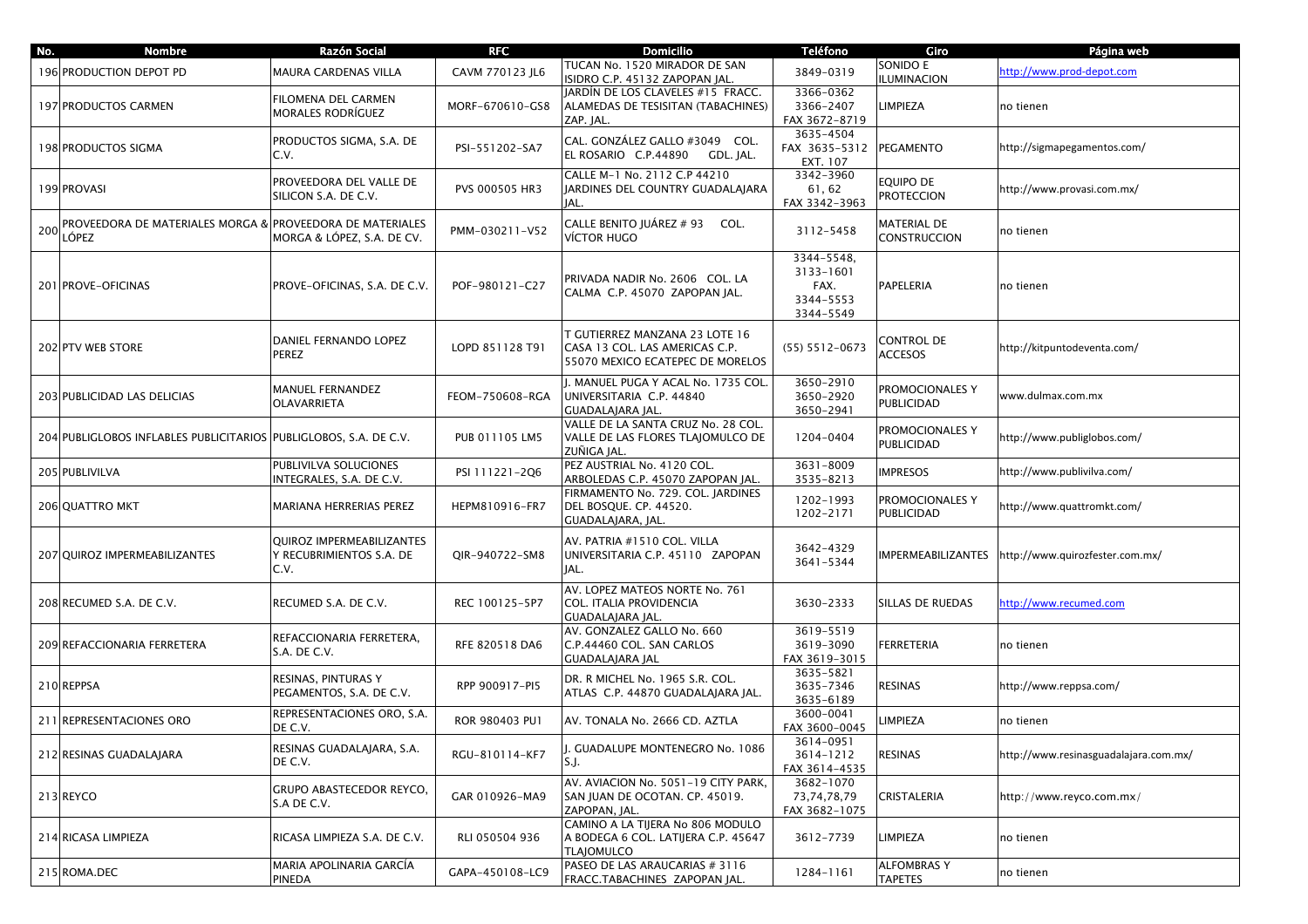| No. | Nombre | Razón Social | RFC | Domicilio | Teléfono | Giro | Página web |
|---|---|---|---|---|---|---|---|
| 196 | PRODUCTION DEPOT PD | MAURA CARDENAS VILLA | CAVM 770123 JL6 | TUCAN No. 1520 MIRADOR DE SAN ISIDRO C.P. 45132 ZAPOPAN JAL. | 3849-0319 | SONIDO E ILUMINACION | http://www.prod-depot.com |
| 197 | PRODUCTOS CARMEN | FILOMENA DEL CARMEN MORALES RODRÍGUEZ | MORF-670610-GS8 | JARDÍN DE LOS CLAVELES #15 FRACC. ALAMEDAS DE TESISITAN (TABACHINES) ZAP. JAL. | 3366-0362 3366-2407 FAX 3672-8719 | LIMPIEZA | no tienen |
| 198 | PRODUCTOS SIGMA | PRODUCTOS SIGMA, S.A. DE C.V. | PSI-551202-SA7 | CAL. GONZÁLEZ GALLO #3049 COL. EL ROSARIO C.P.44890 GDL. JAL. | 3635-4504 FAX 3635-5312 EXT. 107 | PEGAMENTO | http://sigmapegamentos.com/ |
| 199 | PROVASI | PROVEEDORA DEL VALLE DE SILICON S.A. DE C.V. | PVS 000505 HR3 | CALLE M-1 No. 2112 C.P 44210 JARDINES DEL COUNTRY GUADALAJARA JAL. | 3342-3960 61, 62 FAX 3342-3963 | EQUIPO DE PROTECCION | http://www.provasi.com.mx/ |
| 200 | PROVEEDORA DE MATERIALES MORGA & LÓPEZ | PROVEEDORA DE MATERIALES MORGA & LÓPEZ, S.A. DE CV. | PMM-030211-V52 | CALLE BENITO JUÁREZ # 93 COL. VÍCTOR HUGO | 3112-5458 | MATERIAL DE CONSTRUCCION | no tienen |
| 201 | PROVE-OFICINAS | PROVE-OFICINAS, S.A. DE C.V. | POF-980121-C27 | PRIVADA NADIR No. 2606 COL. LA CALMA C.P. 45070 ZAPOPAN JAL. | 3344-5548, 3133-1601 FAX. 3344-5553 3344-5549 | PAPELERIA | no tienen |
| 202 | PTV WEB STORE | DANIEL FERNANDO LOPEZ PEREZ | LOPD 851128 T91 | T GUTIERREZ MANZANA 23 LOTE 16 CASA 13 COL. LAS AMERICAS C.P. 55070 MEXICO ECATEPEC DE MORELOS | (55) 5512-0673 | CONTROL DE ACCESOS | http://kitpuntodeventa.com/ |
| 203 | PUBLICIDAD LAS DELICIAS | MANUEL FERNANDEZ OLAVARRIETA | FEOM-750608-RGA | J. MANUEL PUGA Y ACAL No. 1735 COL. UNIVERSITARIA C.P. 44840 GUADALAJARA JAL. | 3650-2910 3650-2920 3650-2941 | PROMOCIONALES Y PUBLICIDAD | www.dulmax.com.mx |
| 204 | PUBLIGLOBOS INFLABLES PUBLICITARIOS | PUBLIGLOBOS, S.A. DE C.V. | PUB 011105 LM5 | VALLE DE LA SANTA CRUZ No. 28 COL. VALLE DE LAS FLORES TLAJOMULCO DE ZUÑIGA JAL. | 1204-0404 | PROMOCIONALES Y PUBLICIDAD | http://www.publiglobos.com/ |
| 205 | PUBLIVILVA | PUBLIVILVA SOLUCIONES INTEGRALES, S.A. DE C.V. | PSI 111221-2Q6 | PEZ AUSTRIAL No. 4120 COL. ARBOLEDAS C.P. 45070 ZAPOPAN JAL. | 3631-8009 3535-8213 | IMPRESOS | http://www.publivilva.com/ |
| 206 | QUATTRO MKT | MARIANA HERRERIAS PEREZ | HEPM810916-FR7 | FIRMAMENTO No. 729. COL. JARDINES DEL BOSQUE. CP. 44520. GUADALAJARA, JAL. | 1202-1993 1202-2171 | PROMOCIONALES Y PUBLICIDAD | http://www.quattromkt.com/ |
| 207 | QUIROZ IMPERMEABILIZANTES | QUIROZ IMPERMEABILIZANTES Y RECUBRIMIENTOS S.A. DE C.V. | QIR-940722-SM8 | AV. PATRIA #1510 COL. VILLA UNIVERSITARIA C.P. 45110 ZAPOPAN JAL. | 3642-4329 3641-5344 | IMPERMEABILIZANTES | http://www.quirozfester.com.mx/ |
| 208 | RECUMED S.A. DE C.V. | RECUMED S.A. DE C.V. | REC 100125-5P7 | AV. LOPEZ MATEOS NORTE No. 761 COL. ITALIA PROVIDENCIA GUADALAJARA JAL. | 3630-2333 | SILLAS DE RUEDAS | http://www.recumed.com |
| 209 | REFACCIONARIA FERRETERA | REFACCIONARIA FERRETERA, S.A. DE C.V. | RFE 820518 DA6 | AV. GONZALEZ GALLO No. 660 C.P.44460 COL. SAN CARLOS GUADALAJARA JAL | 3619-5519 3619-3090 FAX 3619-3015 | FERRETERIA | no tienen |
| 210 | REPPSA | RESINAS, PINTURAS Y PEGAMENTOS, S.A. DE C.V. | RPP 900917-PI5 | DR. R MICHEL No. 1965 S.R. COL. ATLAS C.P. 44870 GUADALAJARA JAL. | 3635-5821 3635-7346 3635-6189 | RESINAS | http://www.reppsa.com/ |
| 211 | REPRESENTACIONES ORO | REPRESENTACIONES ORO, S.A. DE C.V. | ROR 980403 PU1 | AV. TONALA No. 2666 CD. AZTLA | 3600-0041 FAX 3600-0045 | LIMPIEZA | no tienen |
| 212 | RESINAS GUADALAJARA | RESINAS GUADALAJARA, S.A. DE C.V. | RGU-810114-KF7 | J. GUADALUPE MONTENEGRO No. 1086 S.J. | 3614-0951 3614-1212 FAX 3614-4535 | RESINAS | http://www.resinasguadalajara.com.mx/ |
| 213 | REYCO | GRUPO ABASTECEDOR REYCO, S.A DE C.V. | GAR 010926-MA9 | AV. AVIACION No. 5051-19 CITY PARK, SAN JUAN DE OCOTAN. CP. 45019. ZAPOPAN, JAL. | 3682-1070 73,74,78,79 FAX 3682-1075 | CRISTALERIA | http://www.reyco.com.mx/ |
| 214 | RICASA LIMPIEZA | RICASA LIMPIEZA S.A. DE C.V. | RLI 050504 936 | CAMINO A LA TIJERA No 806 MODULO A BODEGA 6 COL. LATIJERA C.P. 45647 TLAJOMULCO | 3612-7739 | LIMPIEZA | no tienen |
| 215 | ROMA.DEC | MARIA APOLINARIA GARCÍA PINEDA | GAPA-450108-LC9 | PASEO DE LAS ARAUCARIAS # 3116 FRACC.TABACHINES ZAPOPAN JAL. | 1284-1161 | ALFOMBRAS Y TAPETES | no tienen |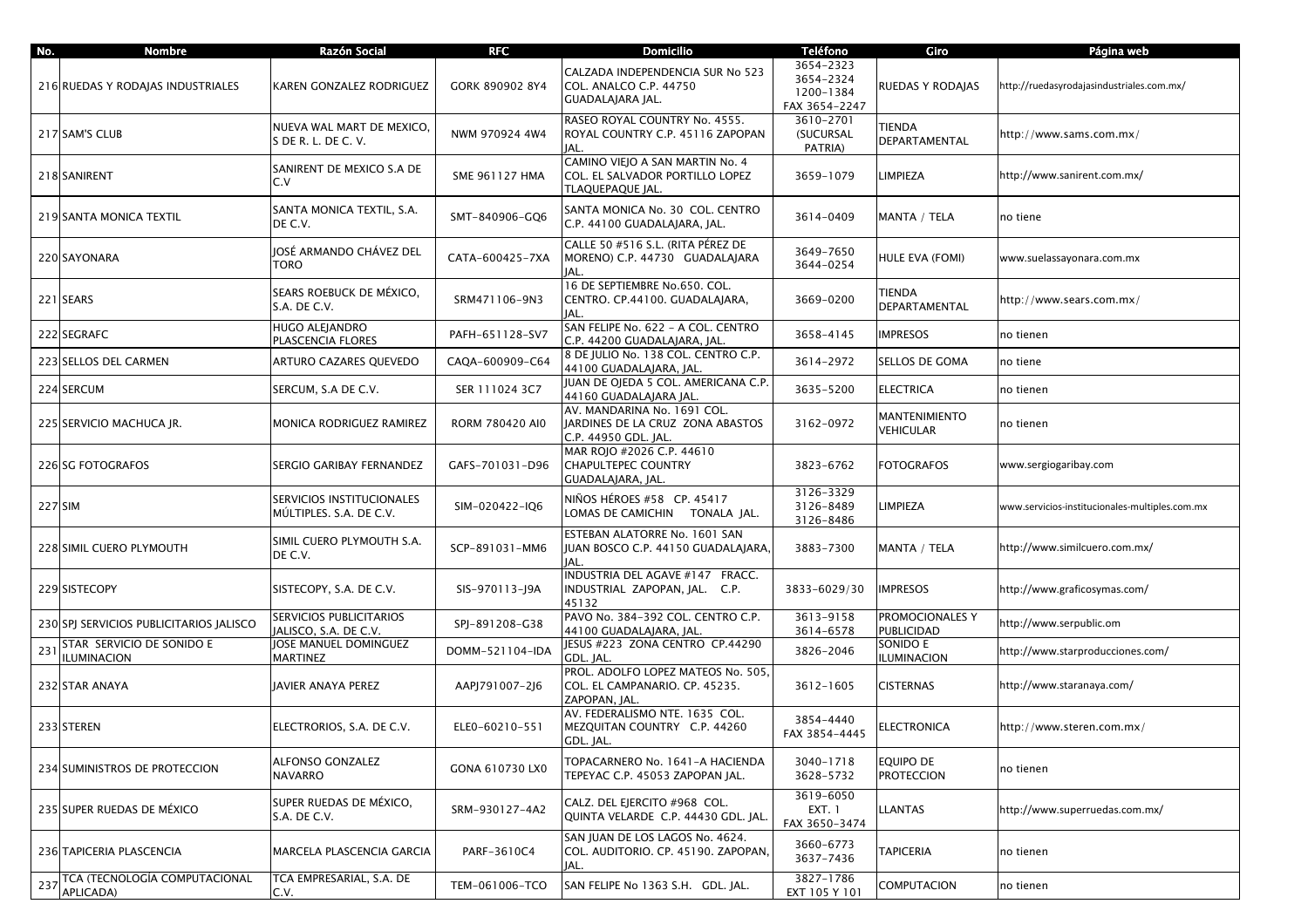| No. | Nombre | Razón Social | RFC | Domicilio | Teléfono | Giro | Página web |
|---|---|---|---|---|---|---|---|
| 216 | RUEDAS Y RODAJAS INDUSTRIALES | KAREN GONZALEZ RODRIGUEZ | GORK 890902 8Y4 | CALZADA INDEPENDENCIA SUR No 523 COL. ANALCO C.P. 44750 GUADALAJARA JAL. | 3654-2323 3654-2324 1200-1384 FAX 3654-2247 | RUEDAS Y RODAJAS | http://ruedasyrodajasindustriales.com.mx/ |
| 217 | SAM'S CLUB | NUEVA WAL MART DE MEXICO, S DE R. L. DE C. V. | NWM 970924 4W4 | RASEO ROYAL COUNTRY No. 4555. ROYAL COUNTRY C.P. 45116 ZAPOPAN JAL. | 3610-2701 (SUCURSAL PATRIA) | TIENDA DEPARTAMENTAL | http://www.sams.com.mx/ |
| 218 | SANIRENT | SANIRENT DE MEXICO S.A DE C.V | SME 961127 HMA | CAMINO VIEJO A SAN MARTIN No. 4 COL. EL SALVADOR PORTILLO LOPEZ TLAQUEPAQUE JAL. | 3659-1079 | LIMPIEZA | http://www.sanirent.com.mx/ |
| 219 | SANTA MONICA TEXTIL | SANTA MONICA TEXTIL, S.A. DE C.V. | SMT-840906-GQ6 | SANTA MONICA No. 30 COL. CENTRO C.P. 44100 GUADALAJARA, JAL. | 3614-0409 | MANTA / TELA | no tiene |
| 220 | SAYONARA | JOSÉ ARMANDO CHÁVEZ DEL TORO | CATA-600425-7XA | CALLE 50 #516 S.L. (RITA PÉREZ DE MORENO) C.P. 44730 GUADALAJARA JAL. | 3649-7650 3644-0254 | HULE EVA (FOMI) | www.suelassayonara.com.mx |
| 221 | SEARS | SEARS ROEBUCK DE MÉXICO, S.A. DE C.V. | SRM471106-9N3 | 16 DE SEPTIEMBRE No.650. COL. CENTRO. CP.44100. GUADALAJARA, JAL. | 3669-0200 | TIENDA DEPARTAMENTAL | http://www.sears.com.mx/ |
| 222 | SEGRAFC | HUGO ALEJANDRO PLASCENCIA FLORES | PAFH-651128-SV7 | SAN FELIPE No. 622 - A COL. CENTRO C.P. 44200 GUADALAJARA, JAL. | 3658-4145 | IMPRESOS | no tienen |
| 223 | SELLOS DEL CARMEN | ARTURO CAZARES QUEVEDO | CAQA-600909-C64 | 8 DE JULIO No. 138 COL. CENTRO C.P. 44100 GUADALAJARA, JAL. | 3614-2972 | SELLOS DE GOMA | no tiene |
| 224 | SERCUM | SERCUM, S.A DE C.V. | SER 111024 3C7 | JUAN DE OJEDA 5 COL. AMERICANA C.P. 44160 GUADALAJARA JAL. | 3635-5200 | ELECTRICA | no tienen |
| 225 | SERVICIO MACHUCA JR. | MONICA RODRIGUEZ RAMIREZ | RORM 780420 AI0 | AV. MANDARINA No. 1691 COL. JARDINES DE LA CRUZ ZONA ABASTOS C.P. 44950 GDL. JAL. | 3162-0972 | MANTENIMIENTO VEHICULAR | no tienen |
| 226 | SG FOTOGRAFOS | SERGIO GARIBAY FERNANDEZ | GAFS-701031-D96 | MAR ROJO #2026 C.P. 44610 CHAPULTEPEC COUNTRY GUADALAJARA, JAL. | 3823-6762 | FOTOGRAFOS | www.sergiogaribay.com |
| 227 | SIM | SERVICIOS INSTITUCIONALES MÚLTIPLES. S.A. DE C.V. | SIM-020422-IQ6 | NIÑOS HÉROES #58 CP. 45417 LOMAS DE CAMICHIN TONALA JAL. | 3126-3329 3126-8489 3126-8486 | LIMPIEZA | www.servicios-institucionales-multiples.com.mx |
| 228 | SIMIL CUERO PLYMOUTH | SIMIL CUERO PLYMOUTH S.A. DE C.V. | SCP-891031-MM6 | ESTEBAN ALATORRE No. 1601 SAN JUAN BOSCO C.P. 44150 GUADALAJARA, JAL. | 3883-7300 | MANTA / TELA | http://www.similcuero.com.mx/ |
| 229 | SISTECOPY | SISTECOPY, S.A. DE C.V. | SIS-970113-J9A | INDUSTRIA DEL AGAVE #147 FRACC. INDUSTRIAL ZAPOPAN, JAL. C.P. 45132 | 3833-6029/30 | IMPRESOS | http://www.graficosymas.com/ |
| 230 | SPJ SERVICIOS PUBLICITARIOS JALISCO | SERVICIOS PUBLICITARIOS JALISCO, S.A. DE C.V. | SPJ-891208-G38 | PAVO No. 384-392 COL. CENTRO C.P. 44100 GUADALAJARA, JAL. | 3613-9158 3614-6578 | PROMOCIONALES Y PUBLICIDAD | http://www.serpublic.om |
| 231 | STAR SERVICIO DE SONIDO E ILUMINACION | JOSE MANUEL DOMINGUEZ MARTINEZ | DOMM-521104-IDA | JESUS #223 ZONA CENTRO CP.44290 GDL. JAL. | 3826-2046 | SONIDO E ILUMINACION | http://www.starproducciones.com/ |
| 232 | STAR ANAYA | JAVIER ANAYA PEREZ | AAPJ791007-2J6 | PROL. ADOLFO LOPEZ MATEOS No. 505, COL. EL CAMPANARIO. CP. 45235. ZAPOPAN, JAL. | 3612-1605 | CISTERNAS | http://www.staranaya.com/ |
| 233 | STEREN | ELECTRORIOS, S.A. DE C.V. | ELE0-60210-551 | AV. FEDERALISMO NTE. 1635 COL. MEZQUITAN COUNTRY C.P. 44260 GDL. JAL. | 3854-4440 FAX 3854-4445 | ELECTRONICA | http://www.steren.com.mx/ |
| 234 | SUMINISTROS DE PROTECCION | ALFONSO GONZALEZ NAVARRO | GONA 610730 LX0 | TOPACARNERO No. 1641-A HACIENDA TEPEYAC C.P. 45053 ZAPOPAN JAL. | 3040-1718 3628-5732 | EQUIPO DE PROTECCION | no tienen |
| 235 | SUPER RUEDAS DE MÉXICO | SUPER RUEDAS DE MÉXICO, S.A. DE C.V. | SRM-930127-4A2 | CALZ. DEL EJERCITO #968 COL. QUINTA VELARDE C.P. 44430 GDL. JAL. | 3619-6050 EXT. 1 FAX 3650-3474 | LLANTAS | http://www.superruedas.com.mx/ |
| 236 | TAPICERIA PLASCENCIA | MARCELA PLASCENCIA GARCIA | PARF-3610C4 | SAN JUAN DE LOS LAGOS No. 4624. COL. AUDITORIO. CP. 45190. ZAPOPAN, JAL. | 3660-6773 3637-7436 | TAPICERIA | no tienen |
| 237 | TCA (TECNOLOGÍA COMPUTACIONAL APLICADA) | TCA EMPRESARIAL, S.A. DE C.V. | TEM-061006-TCO | SAN FELIPE No 1363 S.H. GDL. JAL. | 3827-1786 EXT 105 Y 101 | COMPUTACION | no tienen |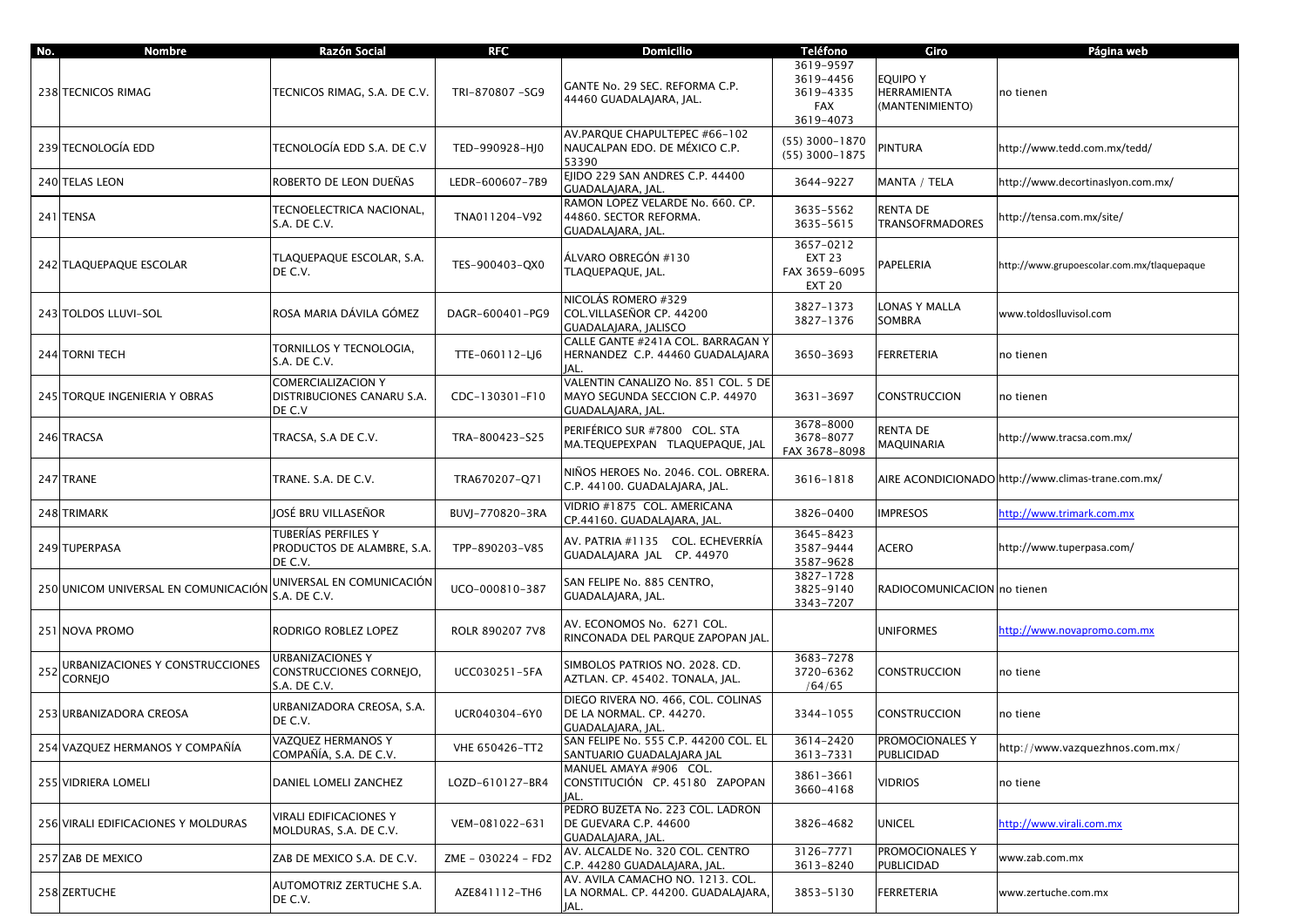| No. | Nombre | Razón Social | RFC | Domicilio | Teléfono | Giro | Página web |
|---|---|---|---|---|---|---|---|
| 238 | TECNICOS RIMAG | TECNICOS RIMAG, S.A. DE C.V. | TRI-870807 -SG9 | GANTE No. 29 SEC. REFORMA C.P. 44460 GUADALAJARA, JAL. | 3619-9597 3619-4456 3619-4335 FAX 3619-4073 | EQUIPO Y HERRAMIENTA (MANTENIMIENTO) | no tienen |
| 239 | TECNOLOGÍA EDD | TECNOLOGÍA EDD S.A. DE C.V | TED-990928-HJ0 | AV.PARQUE CHAPULTEPEC #66-102 NAUCALPAN EDO. DE MÉXICO C.P. 53390 | (55) 3000-1870 (55) 3000-1875 | PINTURA | http://www.tedd.com.mx/tedd/ |
| 240 | TELAS LEON | ROBERTO DE LEON DUEÑAS | LEDR-600607-7B9 | EJIDO 229 SAN ANDRES C.P. 44400 GUADALAJARA, JAL. | 3644-9227 | MANTA / TELA | http://www.decortinaslyon.com.mx/ |
| 241 | TENSA | TECNOELECTRICA NACIONAL, S.A. DE C.V. | TNA011204-V92 | RAMON LOPEZ VELARDE No. 660. CP. 44860. SECTOR REFORMA. GUADALAJARA, JAL. | 3635-5562 3635-5615 | RENTA DE TRANSOFRMADORES | http://tensa.com.mx/site/ |
| 242 | TLAQUEPAQUE ESCOLAR | TLAQUEPAQUE ESCOLAR, S.A. DE C.V. | TES-900403-QX0 | ÁLVARO OBREGÓN #130 TLAQUEPAQUE, JAL. | 3657-0212 EXT 23 FAX 3659-6095 EXT 20 | PAPELERIA | http://www.grupoescolar.com.mx/tlaquepaque |
| 243 | TOLDOS LLUVI-SOL | ROSA MARIA DÁVILA GÓMEZ | DAGR-600401-PG9 | NICOLÁS ROMERO #329 COL.VILLASEÑOR CP. 44200 GUADALAJARA, JALISCO | 3827-1373 3827-1376 | LONAS Y MALLA SOMBRA | www.toldoslluvisol.com |
| 244 | TORNI TECH | TORNILLOS Y TECNOLOGIA, S.A. DE C.V. | TTE-060112-LJ6 | CALLE GANTE #241A COL. BARRAGAN Y HERNANDEZ C.P. 44460 GUADALAJARA JAL. | 3650-3693 | FERRETERIA | no tienen |
| 245 | TORQUE INGENIERIA Y OBRAS | COMERCIALIZACION Y DISTRIBUCIONES CANARU S.A. DE C.V | CDC-130301-F10 | VALENTIN CANALIZO No. 851 COL. 5 DE MAYO SEGUNDA SECCION C.P. 44970 GUADALAJARA, JAL. | 3631-3697 | CONSTRUCCION | no tienen |
| 246 | TRACSA | TRACSA, S.A DE C.V. | TRA-800423-S25 | PERIFÉRICO SUR #7800 COL. STA MA.TEQUEPEXPAN TLAQUEPAQUE, JAL | 3678-8000 3678-8077 FAX 3678-8098 | RENTA DE MAQUINARIA | http://www.tracsa.com.mx/ |
| 247 | TRANE | TRANE. S.A. DE C.V. | TRA670207-Q71 | NIÑOS HEROES No. 2046. COL. OBRERA. C.P. 44100. GUADALAJARA, JAL. | 3616-1818 | AIRE ACONDICIONADO | http://www.climas-trane.com.mx/ |
| 248 | TRIMARK | JOSÉ BRU VILLASEÑOR | BUVJ-770820-3RA | VIDRIO #1875 COL. AMERICANA CP.44160. GUADALAJARA, JAL. | 3826-0400 | IMPRESOS | http://www.trimark.com.mx |
| 249 | TUPERPASA | TUBERÍAS PERFILES Y PRODUCTOS DE ALAMBRE, S.A. DE C.V. | TPP-890203-V85 | AV. PATRIA #1135 COL. ECHEVERRÍA GUADALAJARA JAL CP. 44970 | 3645-8423 3587-9444 3587-9628 | ACERO | http://www.tuperpasa.com/ |
| 250 | UNICOM UNIVERSAL EN COMUNICACIÓN | UNIVERSAL EN COMUNICACIÓN S.A. DE C.V. | UCO-000810-387 | SAN FELIPE No. 885 CENTRO, GUADALAJARA, JAL. | 3827-1728 3825-9140 3343-7207 | RADIOCOMUNICACION | no tienen |
| 251 | NOVA PROMO | RODRIGO ROBLEZ LOPEZ | ROLR 890207 7V8 | AV. ECONOMOS No. 6271 COL. RINCONADA DEL PARQUE ZAPOPAN JAL. | | UNIFORMES | http://www.novapromo.com.mx |
| 252 | URBANIZACIONES Y CONSTRUCCIONES CORNEJO | URBANIZACIONES Y CONSTRUCCIONES CORNEJO, S.A. DE C.V. | UCC030251-5FA | SIMBOLOS PATRIOS NO. 2028. CD. AZTLAN. CP. 45402. TONALA, JAL. | 3683-7278 3720-6362 /64/65 | CONSTRUCCION | no tiene |
| 253 | URBANIZADORA CREOSA | URBANIZADORA CREOSA, S.A. DE C.V. | UCR040304-6Y0 | DIEGO RIVERA NO. 466, COL. COLINAS DE LA NORMAL. CP. 44270. GUADALAJARA, JAL. | 3344-1055 | CONSTRUCCION | no tiene |
| 254 | VAZQUEZ HERMANOS Y COMPAÑÍA | VAZQUEZ HERMANOS Y COMPAÑÍA, S.A. DE C.V. | VHE 650426-TT2 | SAN FELIPE No. 555 C.P. 44200 COL. EL SANTUARIO GUADALAJARA JAL | 3614-2420 3613-7331 | PROMOCIONALES Y PUBLICIDAD | http://www.vazquezhnos.com.mx/ |
| 255 | VIDRIERA LOMELI | DANIEL LOMELI ZANCHEZ | LOZD-610127-BR4 | MANUEL AMAYA #906 COL. CONSTITUCIÓN CP. 45180 ZAPOPAN JAL. | 3861-3661 3660-4168 | VIDRIOS | no tiene |
| 256 | VIRALI EDIFICACIONES Y MOLDURAS | VIRALI EDIFICACIONES Y MOLDURAS, S.A. DE C.V. | VEM-081022-631 | PEDRO BUZETA No. 223 COL. LADRON DE GUEVARA C.P. 44600 GUADALAJARA, JAL. | 3826-4682 | UNICEL | http://www.virali.com.mx |
| 257 | ZAB DE MEXICO | ZAB DE MEXICO S.A. DE C.V. | ZME - 030224 - FD2 | AV. ALCALDE No. 320 COL. CENTRO C.P. 44280 GUADALAJARA, JAL. | 3126-7771 3613-8240 | PROMOCIONALES Y PUBLICIDAD | www.zab.com.mx |
| 258 | ZERTUCHE | AUTOMOTRIZ ZERTUCHE S.A. DE C.V. | AZE841112-TH6 | AV. AVILA CAMACHO NO. 1213. COL. LA NORMAL. CP. 44200. GUADALAJARA, JAL. | 3853-5130 | FERRETERIA | www.zertuche.com.mx |